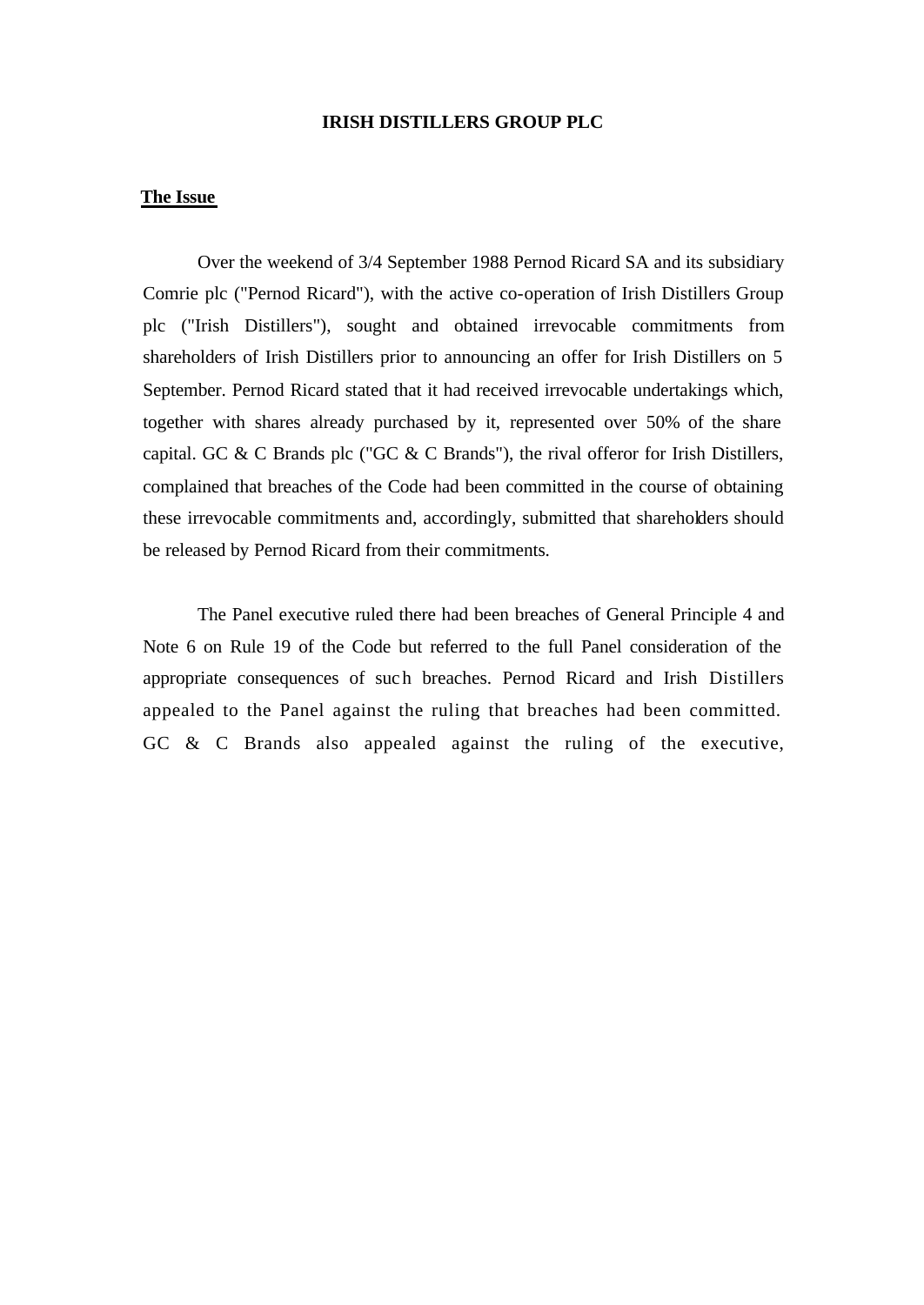# IRISH DISTILLERS GROUP PLC

## The Issue

Over the weekend of 3/4 September 1988 Pernod Ricard SA and its subsidiary Comrie plc ("Pernod Ricard"), with the active co-operation of Irish Distillers Group plc ("Irish Distillers"), sought and obtained irrevocable commitments from shareholders of Irish Distillers prior to announcing an offer for Irish Distillers on 5 September. Pernod Ricard stated that it had received irrevocable undertakings which, together with shares already purchased by it, represented over 50% of the share capital. GC & C Brands plc ("GC & C Brands"), the rival offeror for Irish Distillers, complained that breaches of the Code had been committed in the course of obtaining these irrevocable commitments and, accordingly, submitted that shareholders should be released by Pernod Ricard from their commitments.

The Panel executive ruled there had been breaches of General Principle 4 and Note 6 on Rule 19 of the Code but referred to the full Panel consideration of the appropriate consequences of such breaches. Pernod Ricard and Irish Distillers appealed to the Panel against the ruling that breaches had been committed. GC & C Brands also appealed against the ruling of the executive,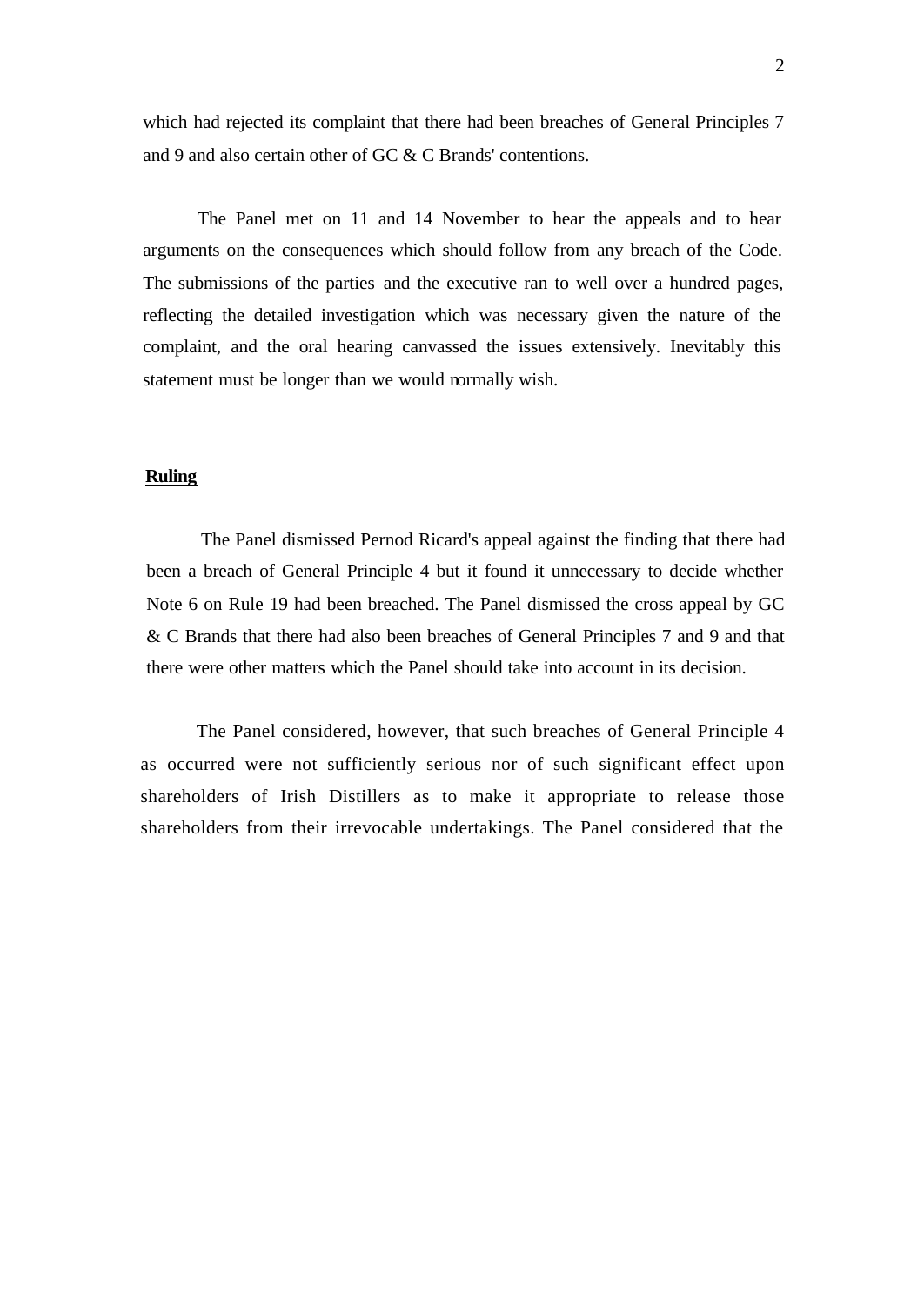which had rejected its complaint that there had been breaches of General Principles 7 and 9 and also certain other of GC & C Brands' contentions.

The Panel met on 11 and 14 November to hear the appeals and to hear arguments on the consequences which should follow from any breach of the Code. The submissions of the parties and the executive ran to well over a hundred pages, reflecting the detailed investigation which was necessary given the nature of the complaint, and the oral hearing canvassed the issues extensively. Inevitably this statement must be longer than we would normally wish.

**Ruling**

The Panel dismissed Pernod Ricard's appeal against the finding that there had been a breach of General Principle 4 but it found it unnecessary to decide whether Note 6 on Rule 19 had been breached. The Panel dismissed the cross appeal by GC & C Brands that there had also been breaches of General Principles 7 and 9 and that there were other matters which the Panel should take into account in its decision.

The Panel considered, however, that such breaches of General Principle 4 as occurred were not sufficiently serious nor of such significant effect upon shareholders of Irish Distillers as to make it appropriate to release those shareholders from their irrevocable undertakings. The Panel considered that the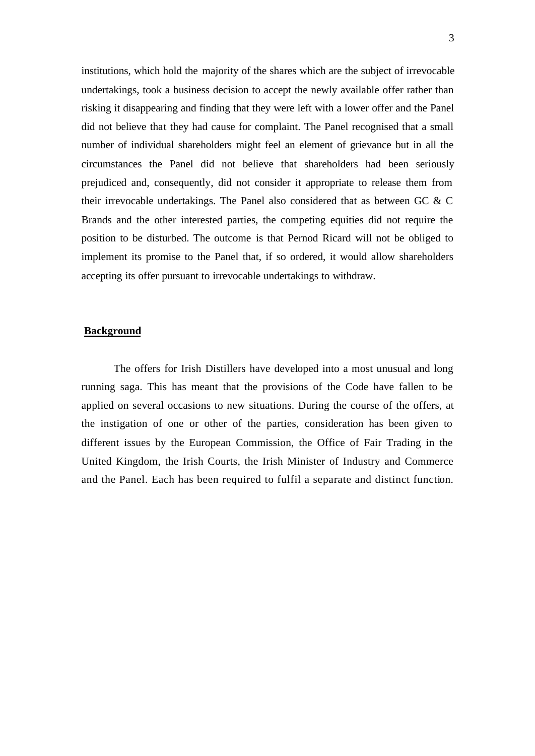institutions, which hold the majority of the shares which are the subject of irrevocable undertakings, took a business decision to accept the newly available offer rather than risking it disappearing and finding that they were left with a lower offer and the Panel did not believe that they had cause for complaint. The Panel recognised that a small number of individual shareholders might feel an element of grievance but in all the circumstances the Panel did not believe that shareholders had been seriously prejudiced and, consequently, did not consider it appropriate to release them from their irrevocable undertakings. The Panel also considered that as between GC & C Brands and the other interested parties, the competing equities did not require the position to be disturbed. The outcome is that Pernod Ricard will not be obliged to implement its promise to the Panel that, if so ordered, it would allow shareholders accepting its offer pursuant to irrevocable undertakings to withdraw.

## Background

The offers for Irish Distillers have developed into a most unusual and long running saga. This has meant that the provisions of the Code have fallen to be applied on several occasions to new situations. During the course of the offers, at the instigation of one or other of the parties, consideration has been given to different issues by the European Commission, the Office of Fair Trading in the United Kingdom, the Irish Courts, the Irish Minister of Industry and Commerce and the Panel. Each has been required to fulfil a separate and distinct function.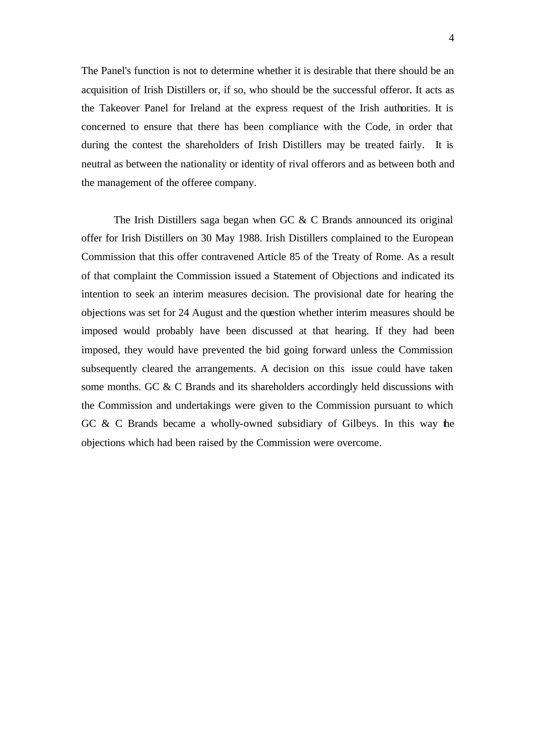The Panel's function is not to determine whether it is desirable that there should be an acquisition of Irish Distillers or, if so, who should be the successful offeror. It acts as the Takeover Panel for Ireland at the express request of the Irish authorities. It is concerned to ensure that there has been compliance with the Code, in order that during the contest the shareholders of Irish Distillers may be treated fairly. It is neutral as between the nationality or identity of rival offerors and as between both and the management of the offeree company.

The Irish Distillers saga began when GC & C Brands announced its original offer for Irish Distillers on 30 May 1988. Irish Distillers complained to the European Commission that this offer contravened Article 85 of the Treaty of Rome. As a result of that complaint the Commission issued a Statement of Objections and indicated its intention to seek an interim measures decision. The provisional date for hearing the objections was set for 24 August and the question whether interim measures should be imposed would probably have been discussed at that hearing. If they had been imposed, they would have prevented the bid going forward unless the Commission subsequently cleared the arrangements. A decision on this issue could have taken some months. GC & C Brands and its shareholders accordingly held discussions with the Commission and undertakings were given to the Commission pursuant to which GC & C Brands became a wholly-owned subsidiary of Gilbeys. In this way the objections which had been raised by the Commission were overcome.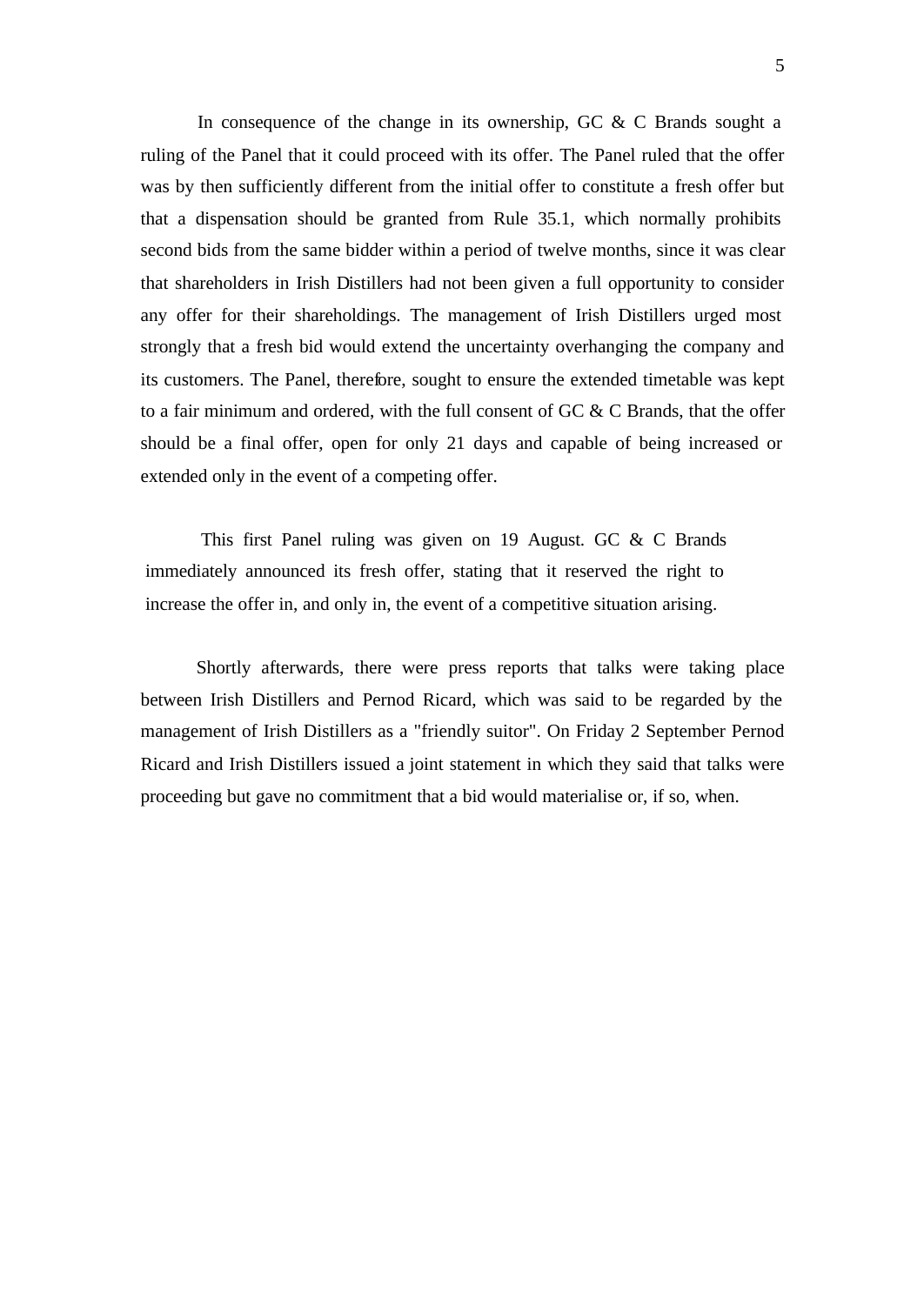In consequence of the change in its ownership, GC & C Brands sought a ruling of the Panel that it could proceed with its offer. The Panel ruled that the offer was by then sufficiently different from the initial offer to constitute a fresh offer but that a dispensation should be granted from Rule 35.1, which normally prohibits second bids from the same bidder within a period of twelve months, since it was clear that shareholders in Irish Distillers had not been given a full opportunity to consider any offer for their shareholdings. The management of Irish Distillers urged most strongly that a fresh bid would extend the uncertainty overhanging the company and its customers. The Panel, therefore, sought to ensure the extended timetable was kept to a fair minimum and ordered, with the full consent of GC & C Brands, that the offer should be a final offer, open for only 21 days and capable of being increased or extended only in the event of a competing offer.

This first Panel ruling was given on 19 August. GC & C Brands immediately announced its fresh offer, stating that it reserved the right to increase the offer in, and only in, the event of a competitive situation arising.

Shortly afterwards, there were press reports that talks were taking place between Irish Distillers and Pernod Ricard, which was said to be regarded by the management of Irish Distillers as a "friendly suitor". On Friday 2 September Pernod Ricard and Irish Distillers issued a joint statement in which they said that talks were proceeding but gave no commitment that a bid would materialise or, if so, when.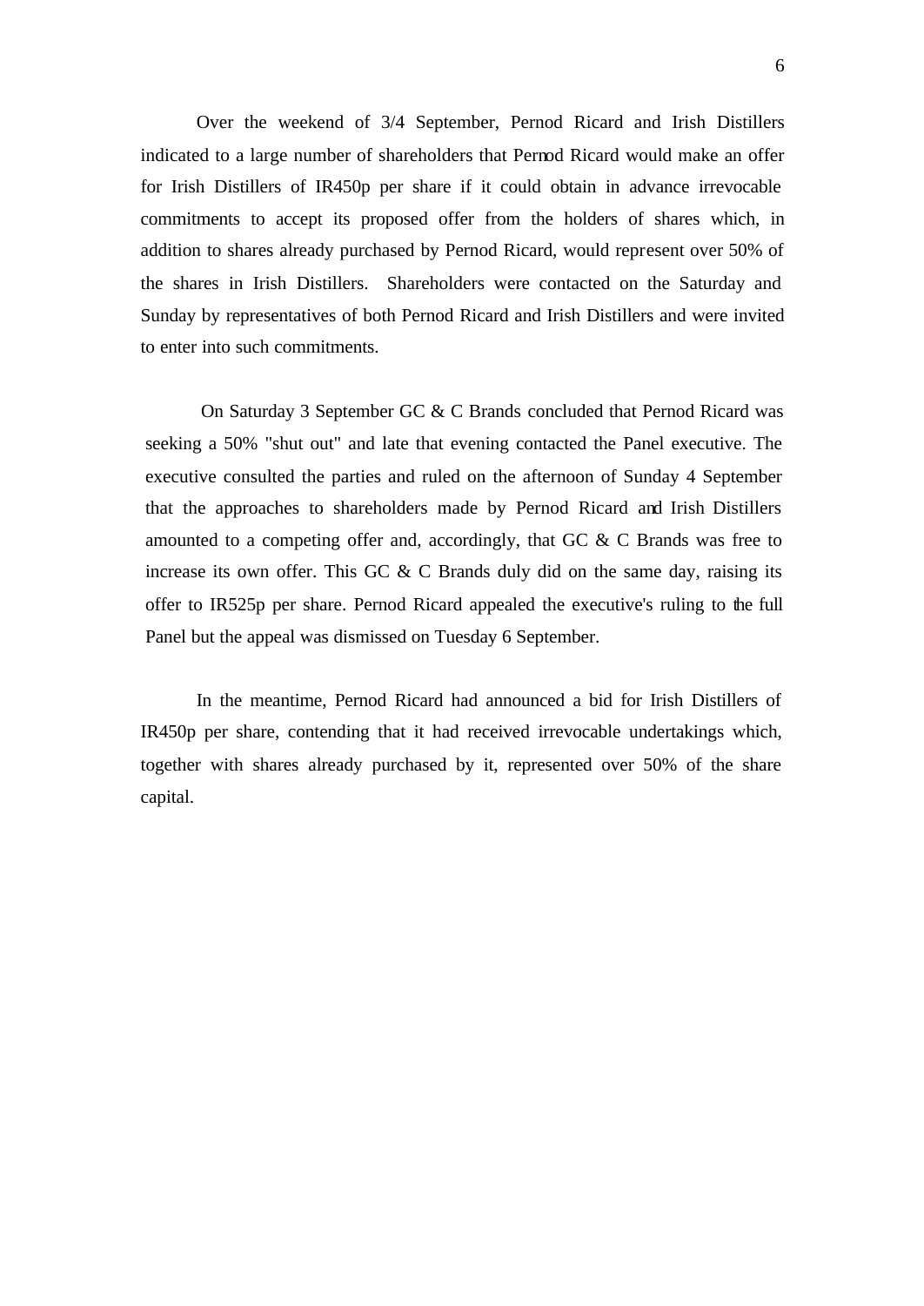Over the weekend of 3/4 September, Pernod Ricard and Irish Distillers indicated to a large number of shareholders that Pernod Ricard would make an offer for Irish Distillers of IR450p per share if it could obtain in advance irrevocable commitments to accept its proposed offer from the holders of shares which, in addition to shares already purchased by Pernod Ricard, would represent over 50% of the shares in Irish Distillers. Shareholders were contacted on the Saturday and Sunday by representatives of both Pernod Ricard and Irish Distillers and were invited to enter into such commitments.

On Saturday 3 September GC & C Brands concluded that Pernod Ricard was seeking a 50% "shut out" and late that evening contacted the Panel executive. The executive consulted the parties and ruled on the afternoon of Sunday 4 September that the approaches to shareholders made by Pernod Ricard and Irish Distillers amounted to a competing offer and, accordingly, that GC & C Brands was free to increase its own offer. This GC & C Brands duly did on the same day, raising its offer to IR525p per share. Pernod Ricard appealed the executive's ruling to the full Panel but the appeal was dismissed on Tuesday 6 September.

In the meantime, Pernod Ricard had announced a bid for Irish Distillers of IR450p per share, contending that it had received irrevocable undertakings which, together with shares already purchased by it, represented over 50% of the share capital.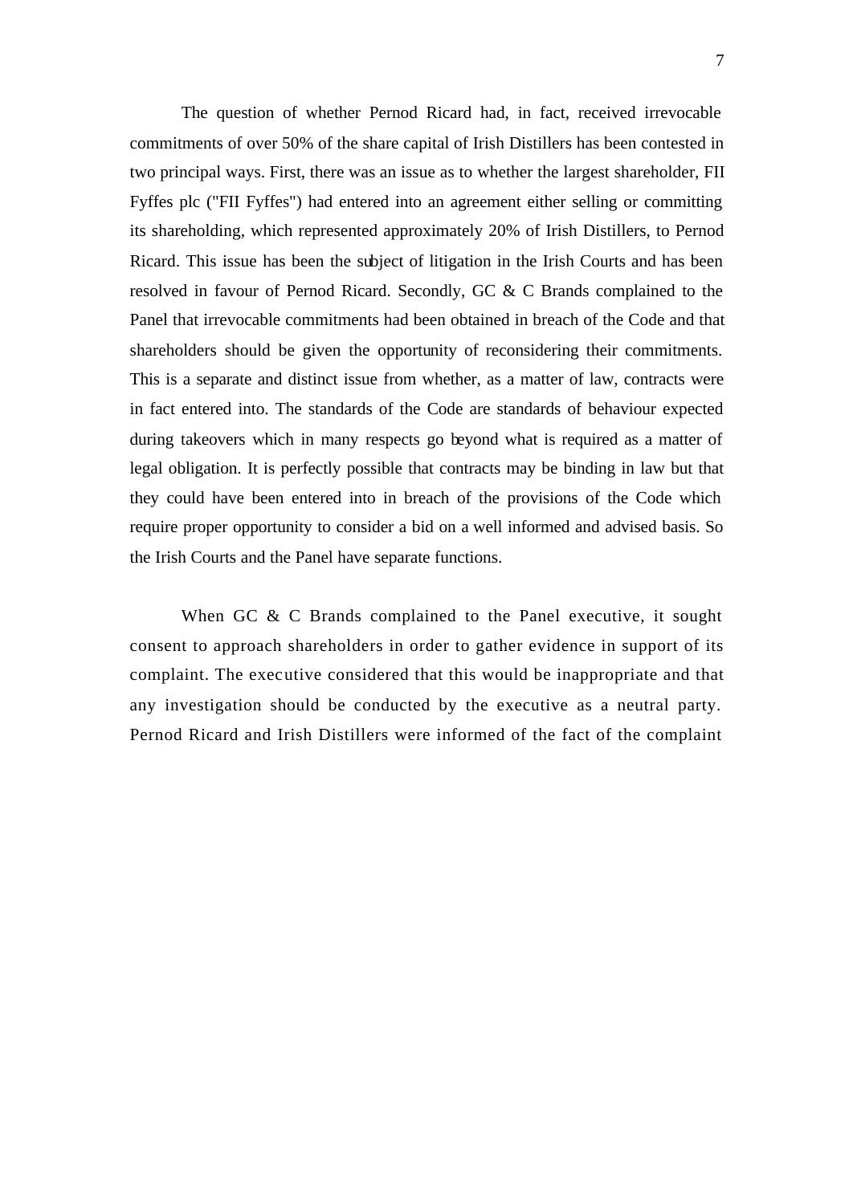The question of whether Pernod Ricard had, in fact, received irrevocable commitments of over 50% of the share capital of Irish Distillers has been contested in two principal ways. First, there was an issue as to whether the largest shareholder, FII Fyffes plc ("FII Fyffes") had entered into an agreement either selling or committing its shareholding, which represented approximately 20% of Irish Distillers, to Pernod Ricard. This issue has been the subject of litigation in the Irish Courts and has been resolved in favour of Pernod Ricard. Secondly, GC & C Brands complained to the Panel that irrevocable commitments had been obtained in breach of the Code and that shareholders should be given the opportunity of reconsidering their commitments. This is a separate and distinct issue from whether, as a matter of law, contracts were in fact entered into. The standards of the Code are standards of behaviour expected during takeovers which in many respects go beyond what is required as a matter of legal obligation. It is perfectly possible that contracts may be binding in law but that they could have been entered into in breach of the provisions of the Code which require proper opportunity to consider a bid on a well informed and advised basis. So the Irish Courts and the Panel have separate functions.

When GC & C Brands complained to the Panel executive, it sought consent to approach shareholders in order to gather evidence in support of its complaint. The executive considered that this would be inappropriate and that any investigation should be conducted by the executive as a neutral party. Pernod Ricard and Irish Distillers were informed of the fact of the complaint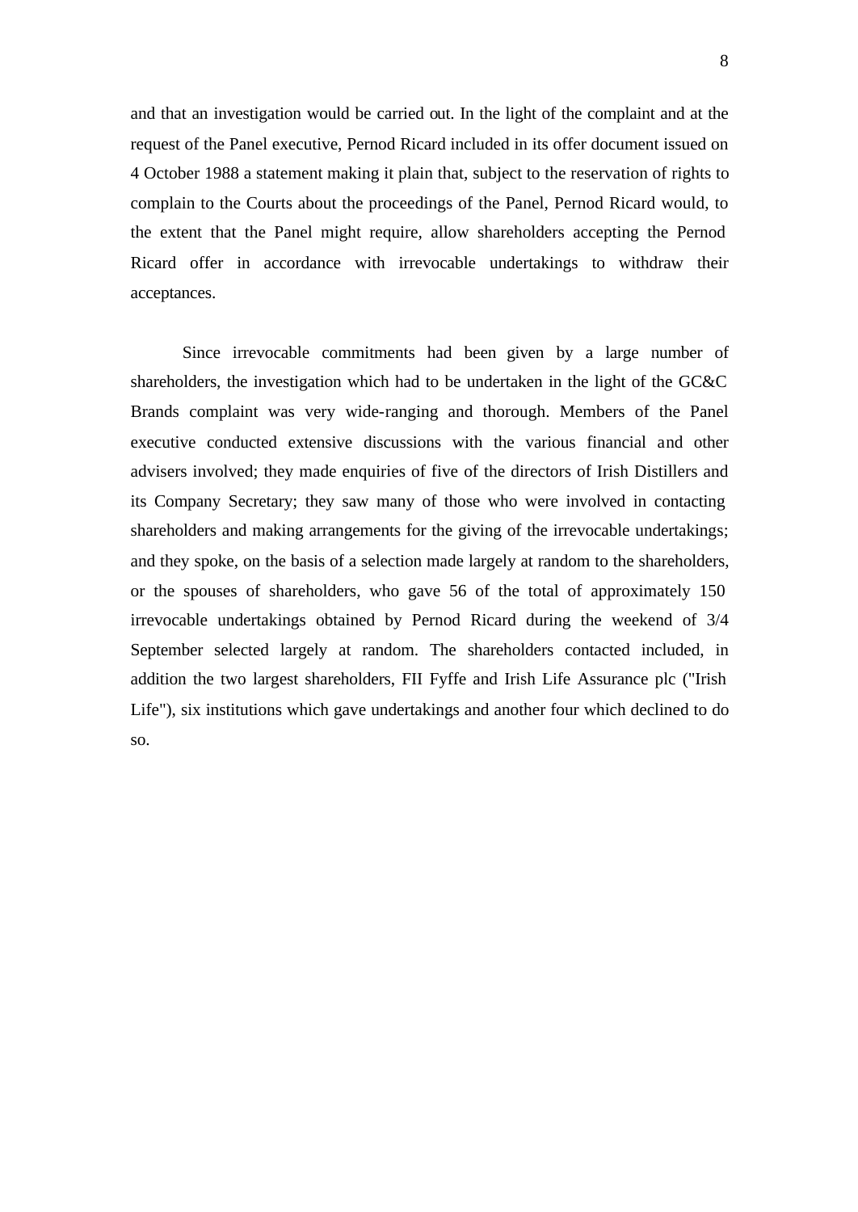and that an investigation would be carried out. In the light of the complaint and at the request of the Panel executive, Pernod Ricard included in its offer document issued on 4 October 1988 a statement making it plain that, subject to the reservation of rights to complain to the Courts about the proceedings of the Panel, Pernod Ricard would, to the extent that the Panel might require, allow shareholders accepting the Pernod Ricard offer in accordance with irrevocable undertakings to withdraw their acceptances.

Since irrevocable commitments had been given by a large number of shareholders, the investigation which had to be undertaken in the light of the GC&C Brands complaint was very wide-ranging and thorough. Members of the Panel executive conducted extensive discussions with the various financial and other advisers involved; they made enquiries of five of the directors of Irish Distillers and its Company Secretary; they saw many of those who were involved in contacting shareholders and making arrangements for the giving of the irrevocable undertakings; and they spoke, on the basis of a selection made largely at random to the shareholders, or the spouses of shareholders, who gave 56 of the total of approximately 150 irrevocable undertakings obtained by Pernod Ricard during the weekend of 3/4 September selected largely at random. The shareholders contacted included, in addition the two largest shareholders, FII Fyffe and Irish Life Assurance plc ("Irish Life"), six institutions which gave undertakings and another four which declined to do so.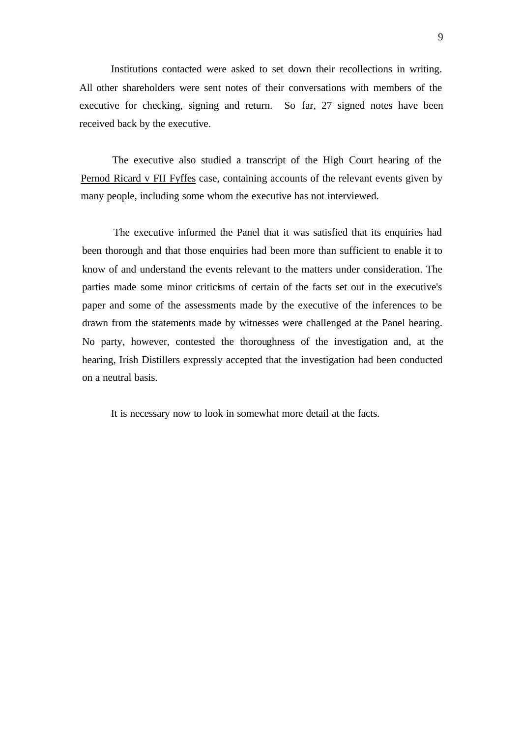Institutions contacted were asked to set down their recollections in writing. All other shareholders were sent notes of their conversations with members of the executive for checking, signing and return. So far, 27 signed notes have been received back by the executive.

The executive also studied a transcript of the High Court hearing of the Pernod Ricard v FII Fyffes case, containing accounts of the relevant events given by many people, including some whom the executive has not interviewed.

The executive informed the Panel that it was satisfied that its enquiries had been thorough and that those enquiries had been more than sufficient to enable it to know of and understand the events relevant to the matters under consideration. The parties made some minor criticisms of certain of the facts set out in the executive's paper and some of the assessments made by the executive of the inferences to be drawn from the statements made by witnesses were challenged at the Panel hearing. No party, however, contested the thoroughness of the investigation and, at the hearing, Irish Distillers expressly accepted that the investigation had been conducted on a neutral basis.

It is necessary now to look in somewhat more detail at the facts.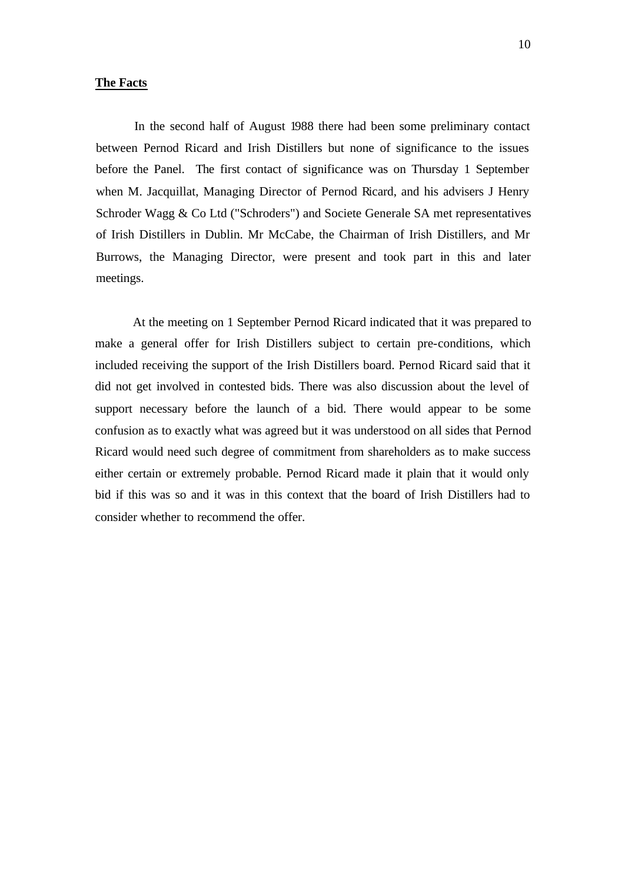**The Facts**

In the second half of August 1988 there had been some preliminary contact between Pernod Ricard and Irish Distillers but none of significance to the issues before the Panel. The first contact of significance was on Thursday 1 September when M. Jacquillat, Managing Director of Pernod Ricard, and his advisers J Henry Schroder Wagg & Co Ltd ("Schroders") and Societe Generale SA met representatives of Irish Distillers in Dublin. Mr McCabe, the Chairman of Irish Distillers, and Mr Burrows, the Managing Director, were present and took part in this and later meetings.

At the meeting on 1 September Pernod Ricard indicated that it was prepared to make a general offer for Irish Distillers subject to certain pre-conditions, which included receiving the support of the Irish Distillers board. Pernod Ricard said that it did not get involved in contested bids. There was also discussion about the level of support necessary before the launch of a bid. There would appear to be some confusion as to exactly what was agreed but it was understood on all sides that Pernod Ricard would need such degree of commitment from shareholders as to make success either certain or extremely probable. Pernod Ricard made it plain that it would only bid if this was so and it was in this context that the board of Irish Distillers had to consider whether to recommend the offer.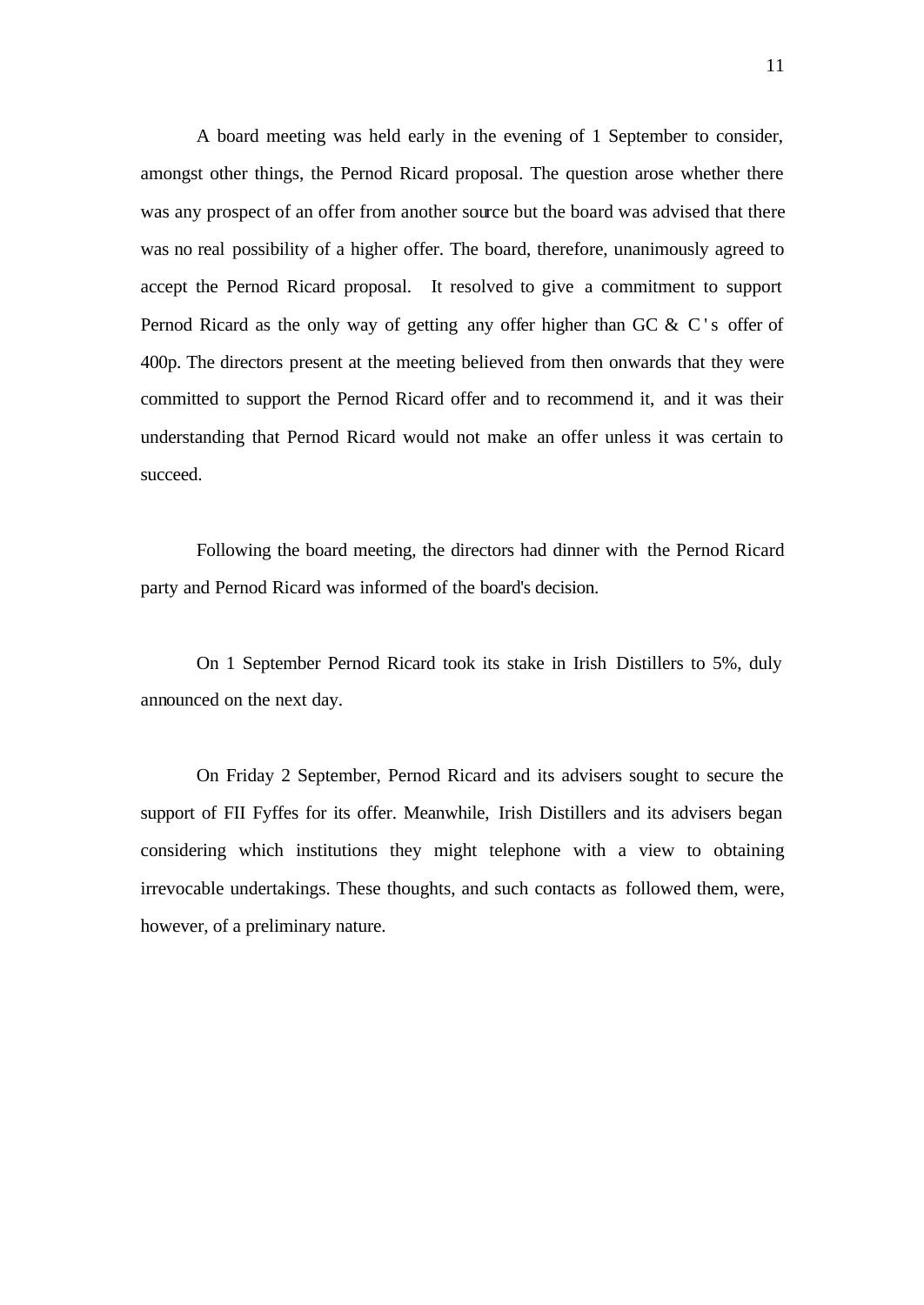A board meeting was held early in the evening of 1 September to consider, amongst other things, the Pernod Ricard proposal. The question arose whether there was any prospect of an offer from another source but the board was advised that there was no real possibility of a higher offer. The board, therefore, unanimously agreed to accept the Pernod Ricard proposal. It resolved to give a commitment to support Pernod Ricard as the only way of getting any offer higher than GC & C's offer of 400p. The directors present at the meeting believed from then onwards that they were committed to support the Pernod Ricard offer and to recommend it, and it was their understanding that Pernod Ricard would not make an offer unless it was certain to succeed.

Following the board meeting, the directors had dinner with the Pernod Ricard party and Pernod Ricard was informed of the board's decision.

On 1 September Pernod Ricard took its stake in Irish Distillers to 5%, duly announced on the next day.

On Friday 2 September, Pernod Ricard and its advisers sought to secure the support of FII Fyffes for its offer. Meanwhile, Irish Distillers and its advisers began considering which institutions they might telephone with a view to obtaining irrevocable undertakings. These thoughts, and such contacts as followed them, were, however, of a preliminary nature.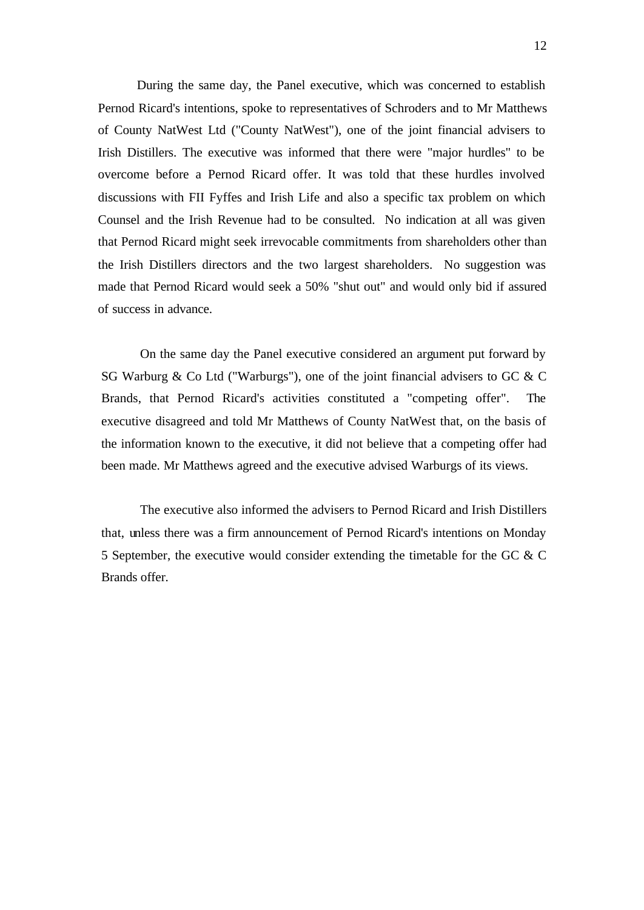During the same day, the Panel executive, which was concerned to establish Pernod Ricard's intentions, spoke to representatives of Schroders and to Mr Matthews of County NatWest Ltd ("County NatWest"), one of the joint financial advisers to Irish Distillers. The executive was informed that there were "major hurdles" to be overcome before a Pernod Ricard offer. It was told that these hurdles involved discussions with FII Fyffes and Irish Life and also a specific tax problem on which Counsel and the Irish Revenue had to be consulted. No indication at all was given that Pernod Ricard might seek irrevocable commitments from shareholders other than the Irish Distillers directors and the two largest shareholders. No suggestion was made that Pernod Ricard would seek a 50% "shut out" and would only bid if assured of success in advance.

On the same day the Panel executive considered an argument put forward by SG Warburg & Co Ltd ("Warburgs"), one of the joint financial advisers to GC & C Brands, that Pernod Ricard's activities constituted a "competing offer". The executive disagreed and told Mr Matthews of County NatWest that, on the basis of the information known to the executive, it did not believe that a competing offer had been made. Mr Matthews agreed and the executive advised Warburgs of its views.

The executive also informed the advisers to Pernod Ricard and Irish Distillers that, unless there was a firm announcement of Pernod Ricard's intentions on Monday 5 September, the executive would consider extending the timetable for the GC & C Brands offer.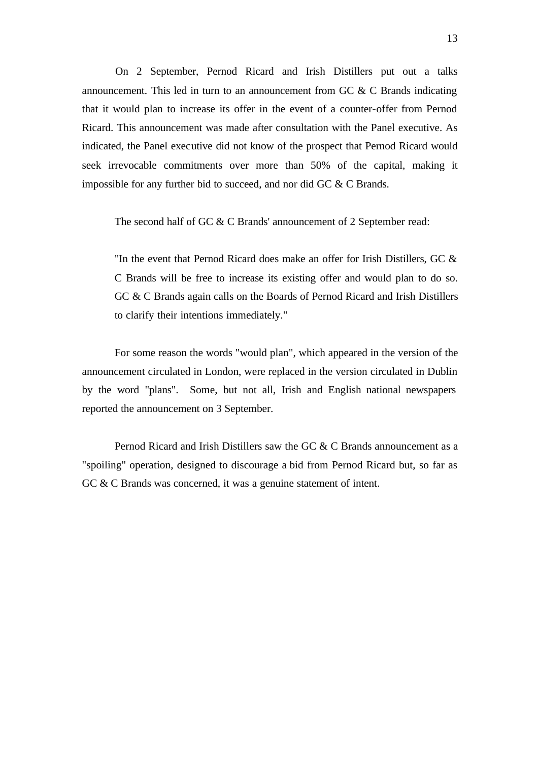On 2 September, Pernod Ricard and Irish Distillers put out a talks announcement. This led in turn to an announcement from GC & C Brands indicating that it would plan to increase its offer in the event of a counter-offer from Pernod Ricard. This announcement was made after consultation with the Panel executive. As indicated, the Panel executive did not know of the prospect that Pernod Ricard would seek irrevocable commitments over more than 50% of the capital, making it impossible for any further bid to succeed, and nor did GC & C Brands.

The second half of GC & C Brands' announcement of 2 September read:

> "In the event that Pernod Ricard does make an offer for Irish Distillers, GC & C Brands will be free to increase its existing offer and would plan to do so. GC & C Brands again calls on the Boards of Pernod Ricard and Irish Distillers to clarify their intentions immediately."

For some reason the words "would plan", which appeared in the version of the announcement circulated in London, were replaced in the version circulated in Dublin by the word "plans". Some, but not all, Irish and English national newspapers reported the announcement on 3 September.

Pernod Ricard and Irish Distillers saw the GC & C Brands announcement as a "spoiling" operation, designed to discourage a bid from Pernod Ricard but, so far as GC & C Brands was concerned, it was a genuine statement of intent.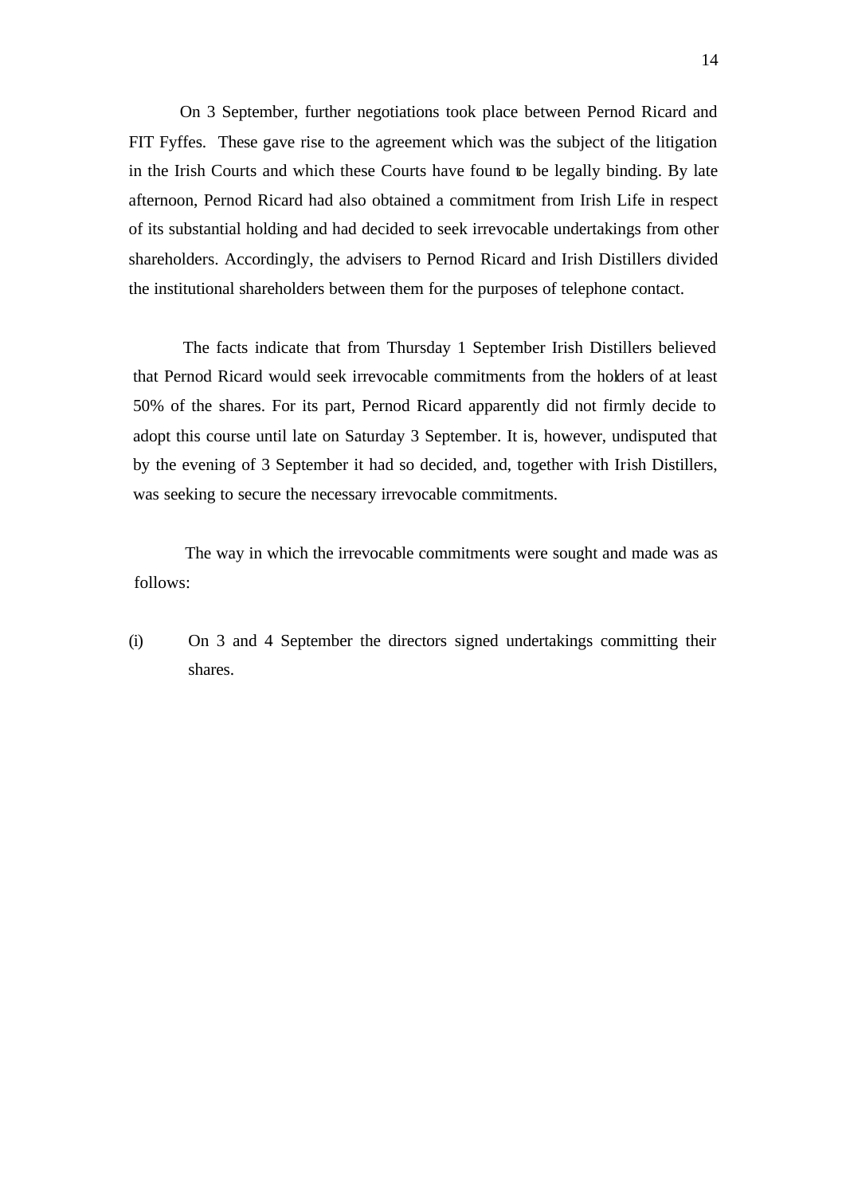On 3 September, further negotiations took place between Pernod Ricard and FIT Fyffes. These gave rise to the agreement which was the subject of the litigation in the Irish Courts and which these Courts have found to be legally binding. By late afternoon, Pernod Ricard had also obtained a commitment from Irish Life in respect of its substantial holding and had decided to seek irrevocable undertakings from other shareholders. Accordingly, the advisers to Pernod Ricard and Irish Distillers divided the institutional shareholders between them for the purposes of telephone contact.

The facts indicate that from Thursday 1 September Irish Distillers believed that Pernod Ricard would seek irrevocable commitments from the holders of at least 50% of the shares. For its part, Pernod Ricard apparently did not firmly decide to adopt this course until late on Saturday 3 September. It is, however, undisputed that by the evening of 3 September it had so decided, and, together with Irish Distillers, was seeking to secure the necessary irrevocable commitments.

The way in which the irrevocable commitments were sought and made was as follows:

(i) On 3 and 4 September the directors signed undertakings committing their shares.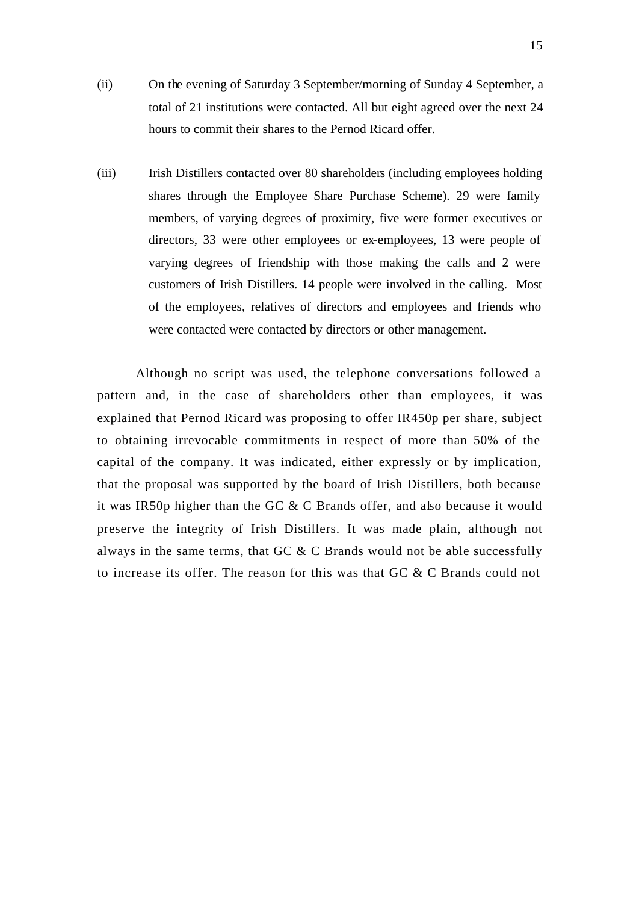(ii) On the evening of Saturday 3 September/morning of Sunday 4 September, a total of 21 institutions were contacted. All but eight agreed over the next 24 hours to commit their shares to the Pernod Ricard offer.

(iii) Irish Distillers contacted over 80 shareholders (including employees holding shares through the Employee Share Purchase Scheme). 29 were family members, of varying degrees of proximity, five were former executives or directors, 33 were other employees or ex-employees, 13 were people of varying degrees of friendship with those making the calls and 2 were customers of Irish Distillers. 14 people were involved in the calling. Most of the employees, relatives of directors and employees and friends who were contacted were contacted by directors or other management.

Although no script was used, the telephone conversations followed a pattern and, in the case of shareholders other than employees, it was explained that Pernod Ricard was proposing to offer IR450p per share, subject to obtaining irrevocable commitments in respect of more than 50% of the capital of the company. It was indicated, either expressly or by implication, that the proposal was supported by the board of Irish Distillers, both because it was IR50p higher than the GC & C Brands offer, and also because it would preserve the integrity of Irish Distillers. It was made plain, although not always in the same terms, that GC & C Brands would not be able successfully to increase its offer. The reason for this was that GC & C Brands could not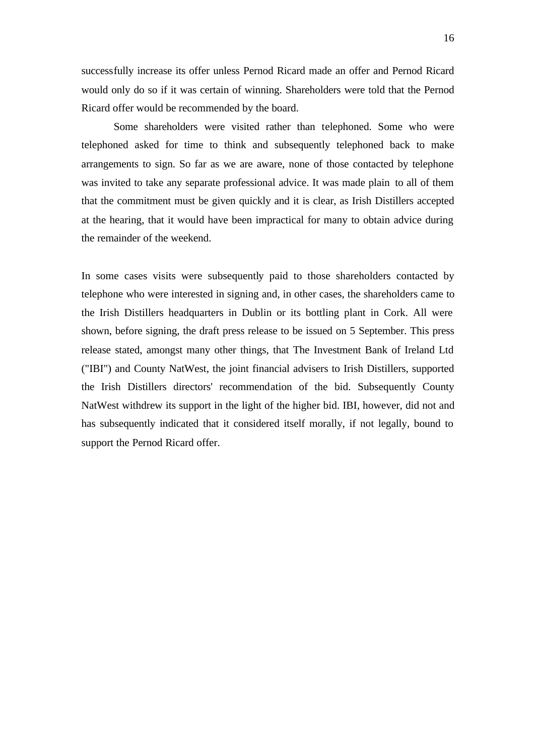successfully increase its offer unless Pernod Ricard made an offer and Pernod Ricard would only do so if it was certain of winning. Shareholders were told that the Pernod Ricard offer would be recommended by the board.

Some shareholders were visited rather than telephoned. Some who were telephoned asked for time to think and subsequently telephoned back to make arrangements to sign. So far as we are aware, none of those contacted by telephone was invited to take any separate professional advice. It was made plain to all of them that the commitment must be given quickly and it is clear, as Irish Distillers accepted at the hearing, that it would have been impractical for many to obtain advice during the remainder of the weekend.

In some cases visits were subsequently paid to those shareholders contacted by telephone who were interested in signing and, in other cases, the shareholders came to the Irish Distillers headquarters in Dublin or its bottling plant in Cork. All were shown, before signing, the draft press release to be issued on 5 September. This press release stated, amongst many other things, that The Investment Bank of Ireland Ltd ("IBI") and County NatWest, the joint financial advisers to Irish Distillers, supported the Irish Distillers directors' recommendation of the bid. Subsequently County NatWest withdrew its support in the light of the higher bid. IBI, however, did not and has subsequently indicated that it considered itself morally, if not legally, bound to support the Pernod Ricard offer.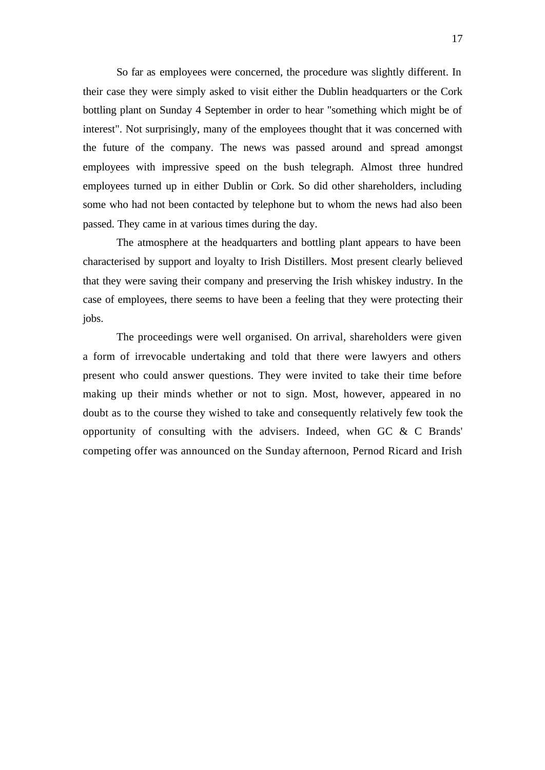So far as employees were concerned, the procedure was slightly different. In their case they were simply asked to visit either the Dublin headquarters or the Cork bottling plant on Sunday 4 September in order to hear "something which might be of interest". Not surprisingly, many of the employees thought that it was concerned with the future of the company. The news was passed around and spread amongst employees with impressive speed on the bush telegraph. Almost three hundred employees turned up in either Dublin or Cork. So did other shareholders, including some who had not been contacted by telephone but to whom the news had also been passed. They came in at various times during the day.

The atmosphere at the headquarters and bottling plant appears to have been characterised by support and loyalty to Irish Distillers. Most present clearly believed that they were saving their company and preserving the Irish whiskey industry. In the case of employees, there seems to have been a feeling that they were protecting their jobs.

The proceedings were well organised. On arrival, shareholders were given a form of irrevocable undertaking and told that there were lawyers and others present who could answer questions. They were invited to take their time before making up their minds whether or not to sign. Most, however, appeared in no doubt as to the course they wished to take and consequently relatively few took the opportunity of consulting with the advisers. Indeed, when GC & C Brands' competing offer was announced on the Sunday afternoon, Pernod Ricard and Irish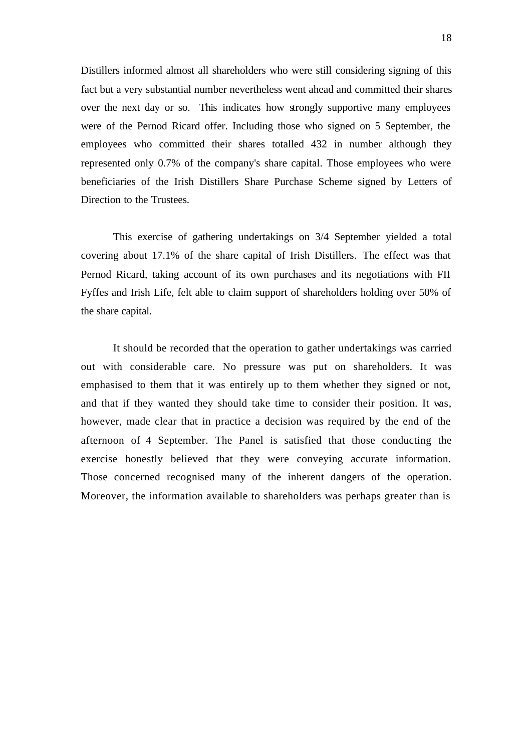Distillers informed almost all shareholders who were still considering signing of this fact but a very substantial number nevertheless went ahead and committed their shares over the next day or so. This indicates how strongly supportive many employees were of the Pernod Ricard offer. Including those who signed on 5 September, the employees who committed their shares totalled 432 in number although they represented only 0.7% of the company's share capital. Those employees who were beneficiaries of the Irish Distillers Share Purchase Scheme signed by Letters of Direction to the Trustees.

This exercise of gathering undertakings on 3/4 September yielded a total covering about 17.1% of the share capital of Irish Distillers. The effect was that Pernod Ricard, taking account of its own purchases and its negotiations with FII Fyffes and Irish Life, felt able to claim support of shareholders holding over 50% of the share capital.

It should be recorded that the operation to gather undertakings was carried out with considerable care. No pressure was put on shareholders. It was emphasised to them that it was entirely up to them whether they signed or not, and that if they wanted they should take time to consider their position. It was, however, made clear that in practice a decision was required by the end of the afternoon of 4 September. The Panel is satisfied that those conducting the exercise honestly believed that they were conveying accurate information. Those concerned recognised many of the inherent dangers of the operation. Moreover, the information available to shareholders was perhaps greater than is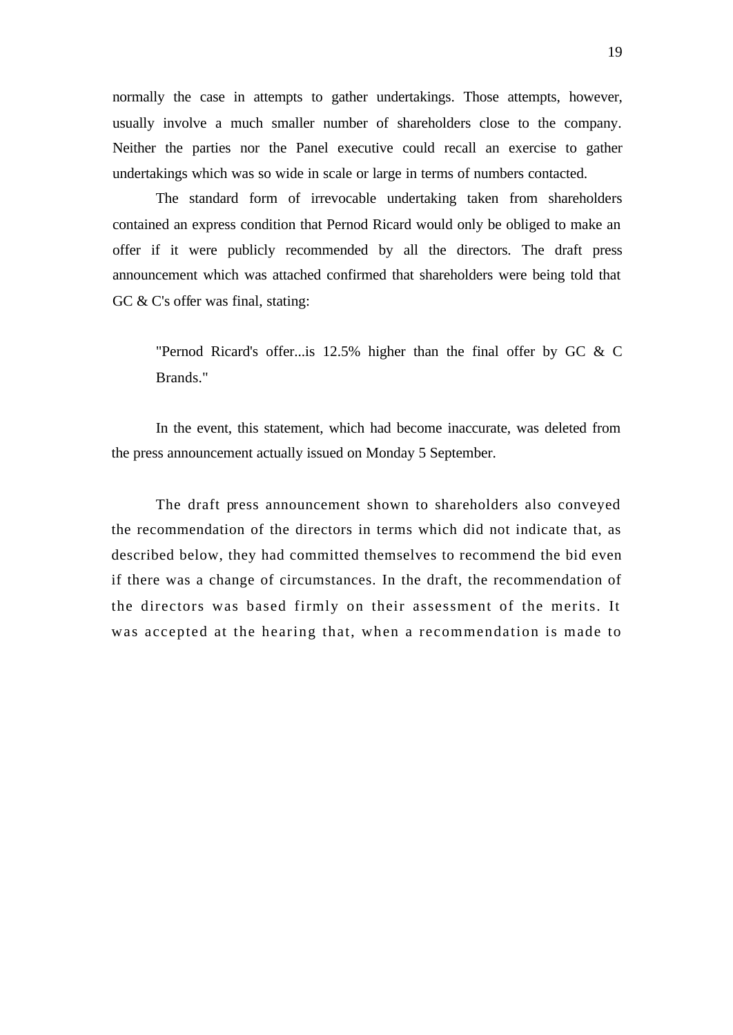normally the case in attempts to gather undertakings. Those attempts, however, usually involve a much smaller number of shareholders close to the company. Neither the parties nor the Panel executive could recall an exercise to gather undertakings which was so wide in scale or large in terms of numbers contacted.

The standard form of irrevocable undertaking taken from shareholders contained an express condition that Pernod Ricard would only be obliged to make an offer if it were publicly recommended by all the directors. The draft press announcement which was attached confirmed that shareholders were being told that GC & C's offer was final, stating:

> "Pernod Ricard's offer...is 12.5% higher than the final offer by GC & C Brands."

In the event, this statement, which had become inaccurate, was deleted from the press announcement actually issued on Monday 5 September.

The draft press announcement shown to shareholders also conveyed the recommendation of the directors in terms which did not indicate that, as described below, they had committed themselves to recommend the bid even if there was a change of circumstances. In the draft, the recommendation of the directors was based firmly on their assessment of the merits. It was accepted at the hearing that, when a recommendation is made to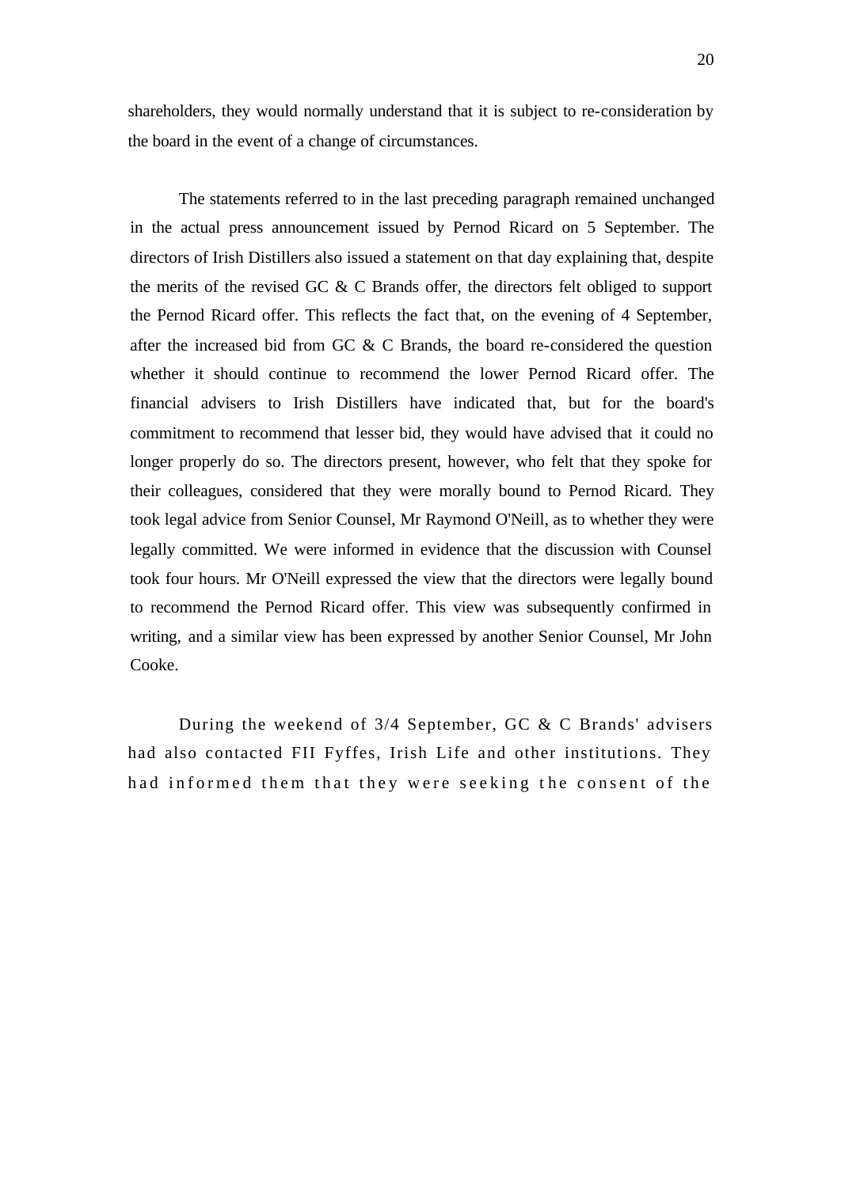shareholders, they would normally understand that it is subject to re-consideration by the board in the event of a change of circumstances.

The statements referred to in the last preceding paragraph remained unchanged in the actual press announcement issued by Pernod Ricard on 5 September. The directors of Irish Distillers also issued a statement on that day explaining that, despite the merits of the revised GC & C Brands offer, the directors felt obliged to support the Pernod Ricard offer. This reflects the fact that, on the evening of 4 September, after the increased bid from GC & C Brands, the board re-considered the question whether it should continue to recommend the lower Pernod Ricard offer. The financial advisers to Irish Distillers have indicated that, but for the board's commitment to recommend that lesser bid, they would have advised that it could no longer properly do so. The directors present, however, who felt that they spoke for their colleagues, considered that they were morally bound to Pernod Ricard. They took legal advice from Senior Counsel, Mr Raymond O'Neill, as to whether they were legally committed. We were informed in evidence that the discussion with Counsel took four hours. Mr O'Neill expressed the view that the directors were legally bound to recommend the Pernod Ricard offer. This view was subsequently confirmed in writing, and a similar view has been expressed by another Senior Counsel, Mr John Cooke.

During the weekend of 3/4 September, GC & C Brands' advisers had also contacted FII Fyffes, Irish Life and other institutions. They had informed them that they were seeking the consent of the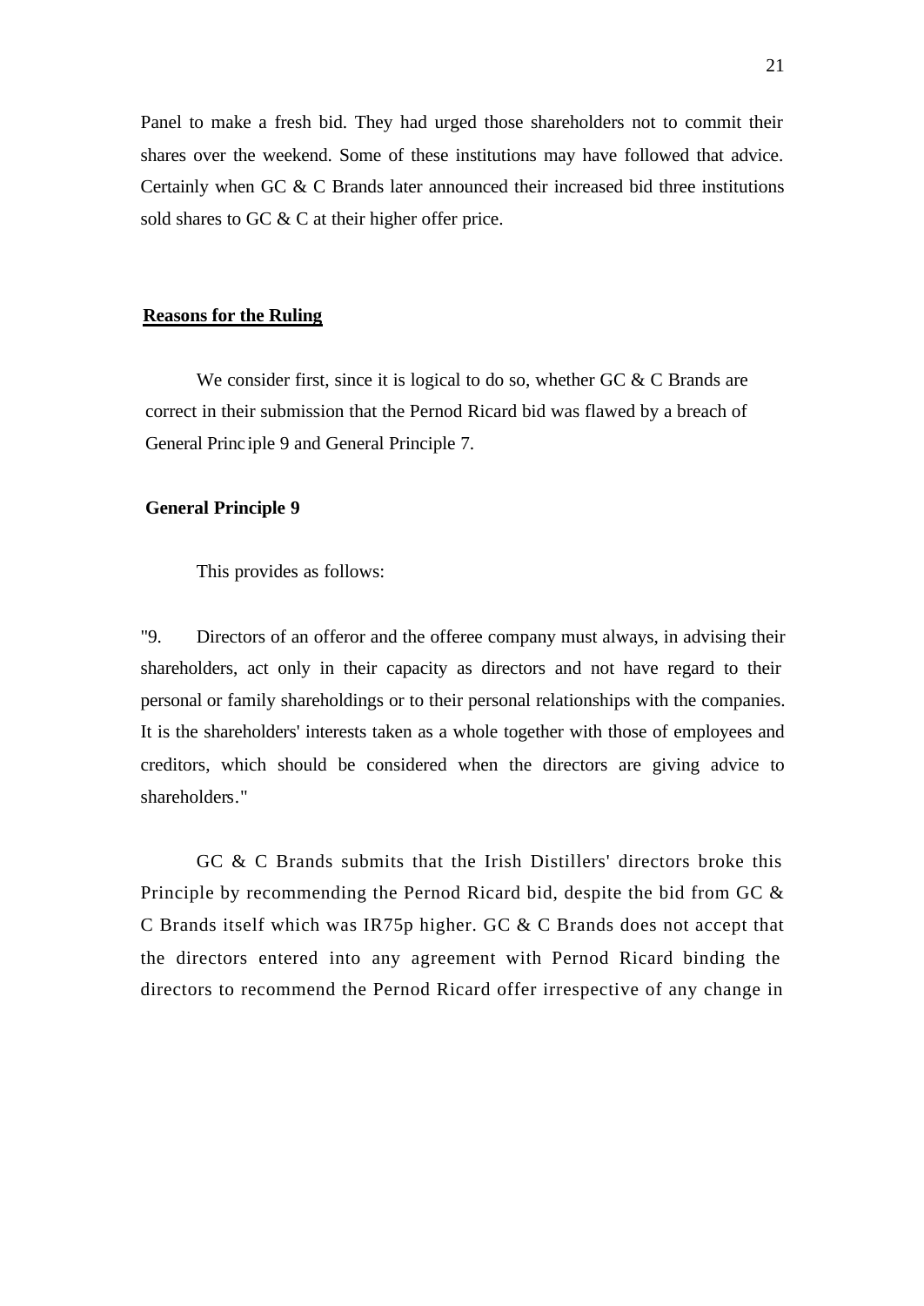Panel to make a fresh bid. They had urged those shareholders not to commit their shares over the weekend. Some of these institutions may have followed that advice. Certainly when GC & C Brands later announced their increased bid three institutions sold shares to GC & C at their higher offer price.

## Reasons for the Ruling

We consider first, since it is logical to do so, whether GC & C Brands are correct in their submission that the Pernod Ricard bid was flawed by a breach of General Principle 9 and General Principle 7.

### General Principle 9

This provides as follows:

"9. Directors of an offeror and the offeree company must always, in advising their shareholders, act only in their capacity as directors and not have regard to their personal or family shareholdings or to their personal relationships with the companies. It is the shareholders' interests taken as a whole together with those of employees and creditors, which should be considered when the directors are giving advice to shareholders."

GC & C Brands submits that the Irish Distillers' directors broke this Principle by recommending the Pernod Ricard bid, despite the bid from GC & C Brands itself which was IR75p higher. GC & C Brands does not accept that the directors entered into any agreement with Pernod Ricard binding the directors to recommend the Pernod Ricard offer irrespective of any change in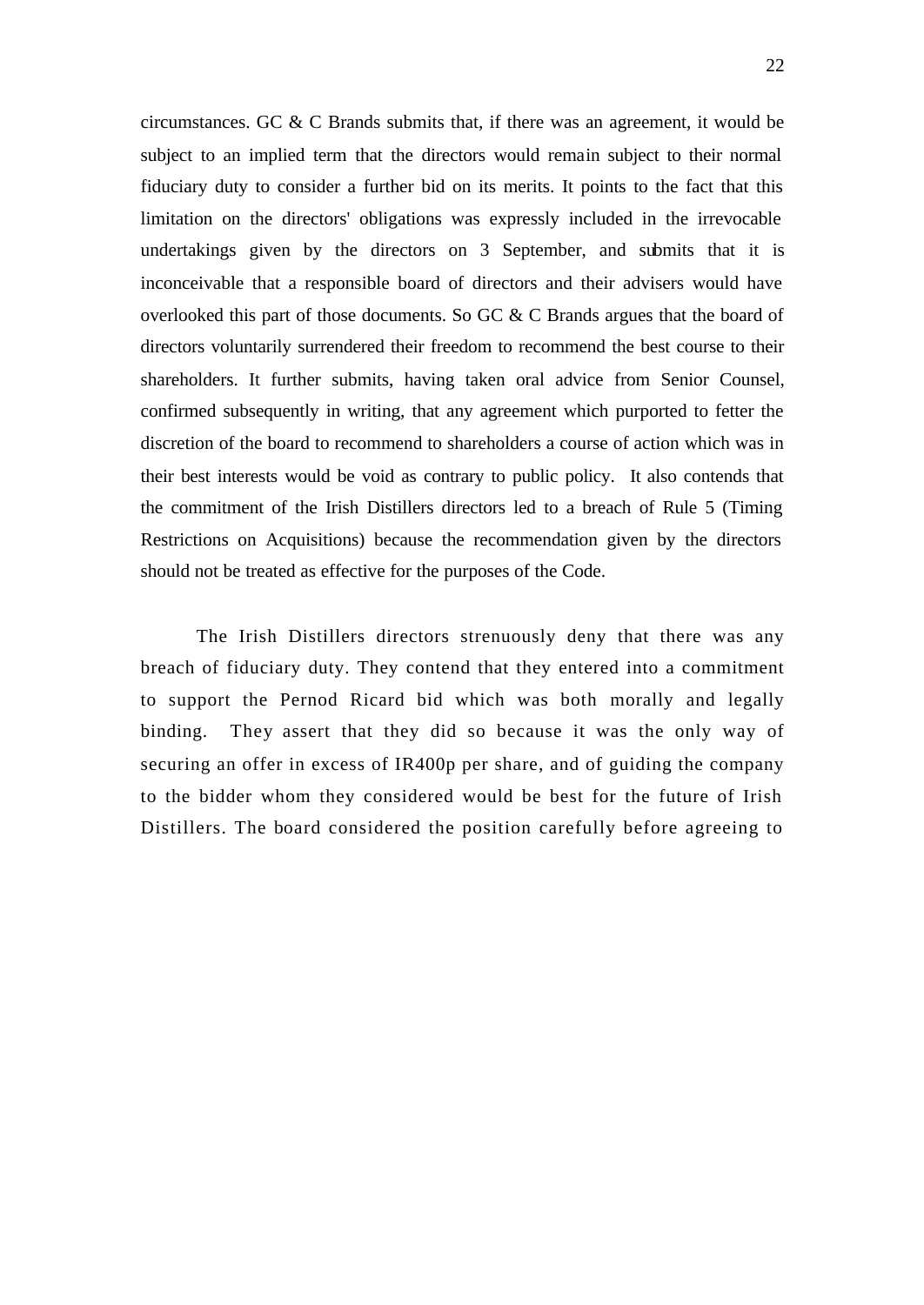circumstances. GC & C Brands submits that, if there was an agreement, it would be subject to an implied term that the directors would remain subject to their normal fiduciary duty to consider a further bid on its merits. It points to the fact that this limitation on the directors' obligations was expressly included in the irrevocable undertakings given by the directors on 3 September, and submits that it is inconceivable that a responsible board of directors and their advisers would have overlooked this part of those documents. So GC & C Brands argues that the board of directors voluntarily surrendered their freedom to recommend the best course to their shareholders. It further submits, having taken oral advice from Senior Counsel, confirmed subsequently in writing, that any agreement which purported to fetter the discretion of the board to recommend to shareholders a course of action which was in their best interests would be void as contrary to public policy. It also contends that the commitment of the Irish Distillers directors led to a breach of Rule 5 (Timing Restrictions on Acquisitions) because the recommendation given by the directors should not be treated as effective for the purposes of the Code.

The Irish Distillers directors strenuously deny that there was any breach of fiduciary duty. They contend that they entered into a commitment to support the Pernod Ricard bid which was both morally and legally binding. They assert that they did so because it was the only way of securing an offer in excess of IR400p per share, and of guiding the company to the bidder whom they considered would be best for the future of Irish Distillers. The board considered the position carefully before agreeing to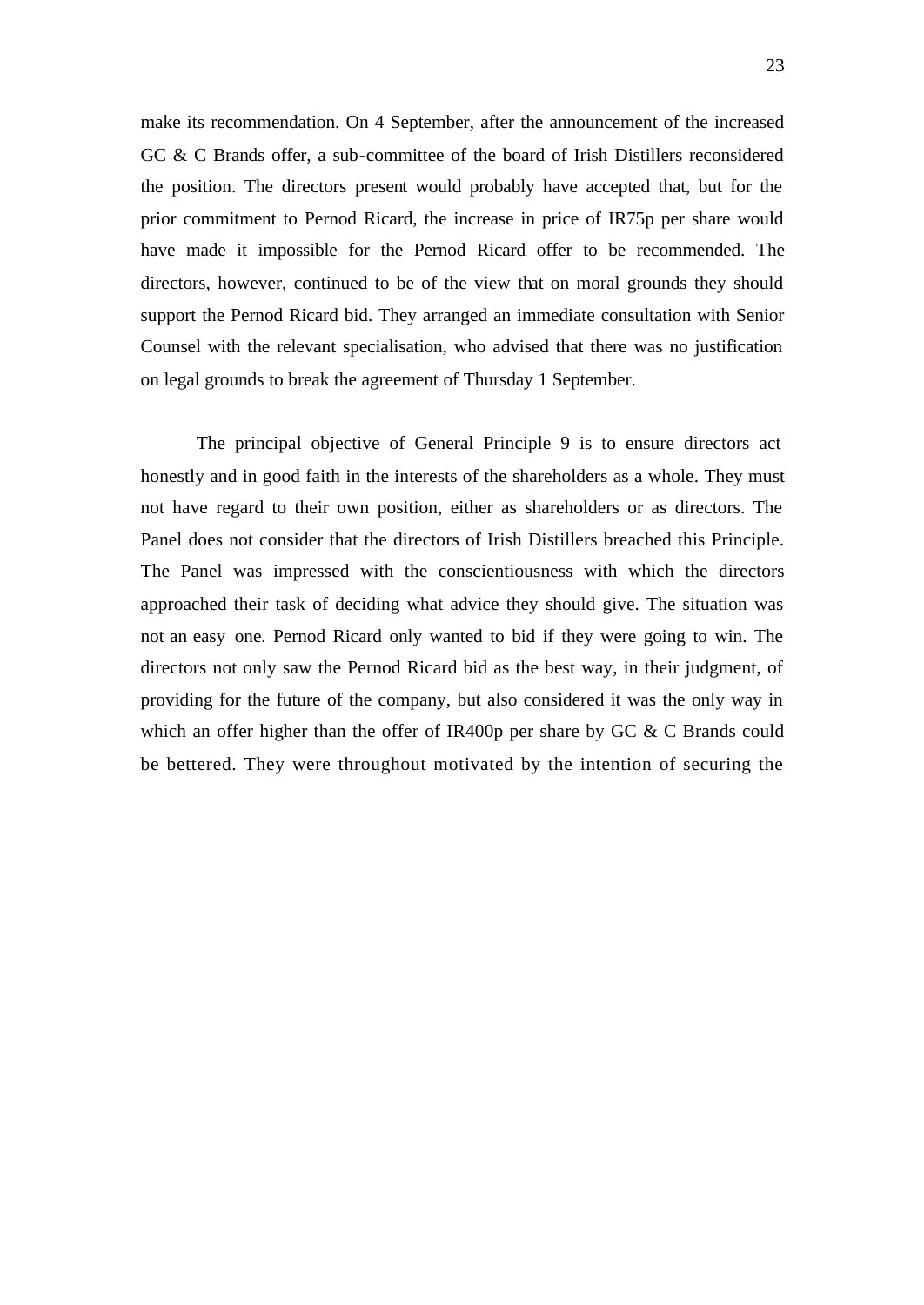make its recommendation. On 4 September, after the announcement of the increased GC & C Brands offer, a sub-committee of the board of Irish Distillers reconsidered the position. The directors present would probably have accepted that, but for the prior commitment to Pernod Ricard, the increase in price of IR75p per share would have made it impossible for the Pernod Ricard offer to be recommended. The directors, however, continued to be of the view that on moral grounds they should support the Pernod Ricard bid. They arranged an immediate consultation with Senior Counsel with the relevant specialisation, who advised that there was no justification on legal grounds to break the agreement of Thursday 1 September.

The principal objective of General Principle 9 is to ensure directors act honestly and in good faith in the interests of the shareholders as a whole. They must not have regard to their own position, either as shareholders or as directors. The Panel does not consider that the directors of Irish Distillers breached this Principle. The Panel was impressed with the conscientiousness with which the directors approached their task of deciding what advice they should give. The situation was not an easy one. Pernod Ricard only wanted to bid if they were going to win. The directors not only saw the Pernod Ricard bid as the best way, in their judgment, of providing for the future of the company, but also considered it was the only way in which an offer higher than the offer of IR400p per share by GC & C Brands could be bettered. They were throughout motivated by the intention of securing the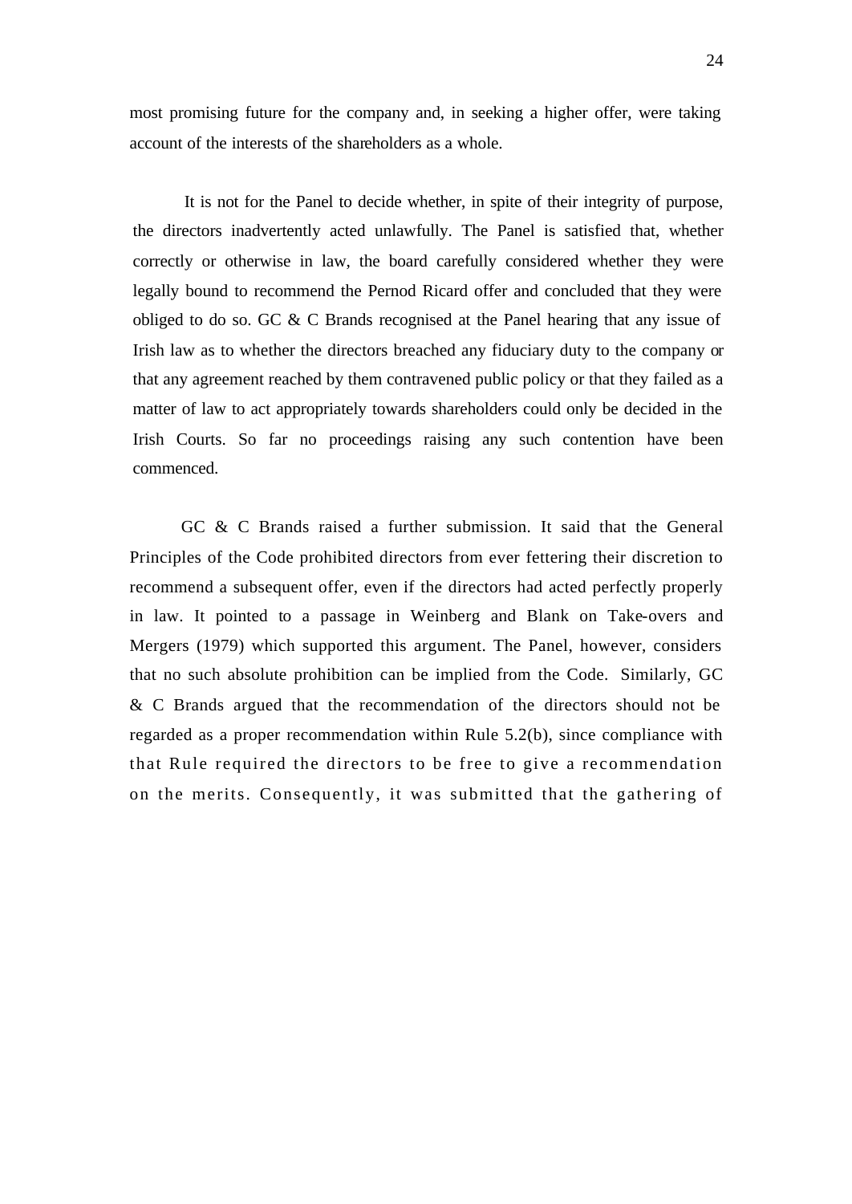most promising future for the company and, in seeking a higher offer, were taking account of the interests of the shareholders as a whole.

It is not for the Panel to decide whether, in spite of their integrity of purpose, the directors inadvertently acted unlawfully. The Panel is satisfied that, whether correctly or otherwise in law, the board carefully considered whether they were legally bound to recommend the Pernod Ricard offer and concluded that they were obliged to do so. GC & C Brands recognised at the Panel hearing that any issue of Irish law as to whether the directors breached any fiduciary duty to the company or that any agreement reached by them contravened public policy or that they failed as a matter of law to act appropriately towards shareholders could only be decided in the Irish Courts. So far no proceedings raising any such contention have been commenced.

GC & C Brands raised a further submission. It said that the General Principles of the Code prohibited directors from ever fettering their discretion to recommend a subsequent offer, even if the directors had acted perfectly properly in law. It pointed to a passage in Weinberg and Blank on Take-overs and Mergers (1979) which supported this argument. The Panel, however, considers that no such absolute prohibition can be implied from the Code. Similarly, GC & C Brands argued that the recommendation of the directors should not be regarded as a proper recommendation within Rule 5.2(b), since compliance with that Rule required the directors to be free to give a recommendation on the merits. Consequently, it was submitted that the gathering of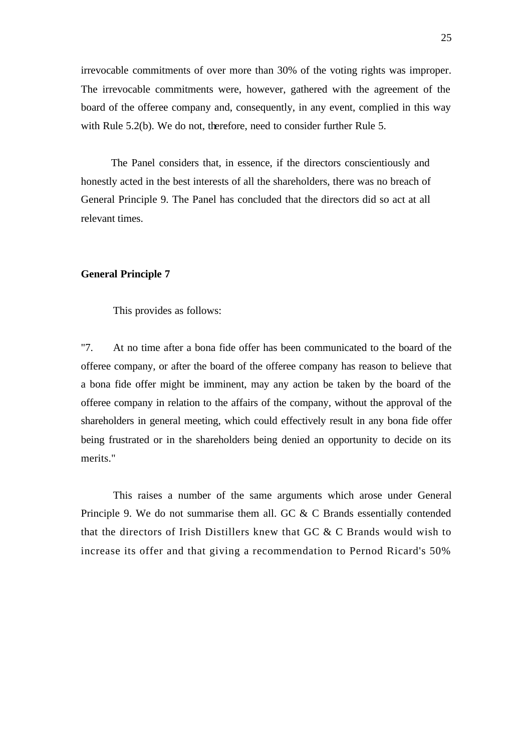irrevocable commitments of over more than 30% of the voting rights was improper. The irrevocable commitments were, however, gathered with the agreement of the board of the offeree company and, consequently, in any event, complied in this way with Rule 5.2(b). We do not, therefore, need to consider further Rule 5.

The Panel considers that, in essence, if the directors conscientiously and honestly acted in the best interests of all the shareholders, there was no breach of General Principle 9. The Panel has concluded that the directors did so act at all relevant times.

**General Principle 7**

This provides as follows:

"7. At no time after a bona fide offer has been communicated to the board of the offeree company, or after the board of the offeree company has reason to believe that a bona fide offer might be imminent, may any action be taken by the board of the offeree company in relation to the affairs of the company, without the approval of the shareholders in general meeting, which could effectively result in any bona fide offer being frustrated or in the shareholders being denied an opportunity to decide on its merits."

This raises a number of the same arguments which arose under General Principle 9. We do not summarise them all. GC & C Brands essentially contended that the directors of Irish Distillers knew that GC & C Brands would wish to increase its offer and that giving a recommendation to Pernod Ricard's 50%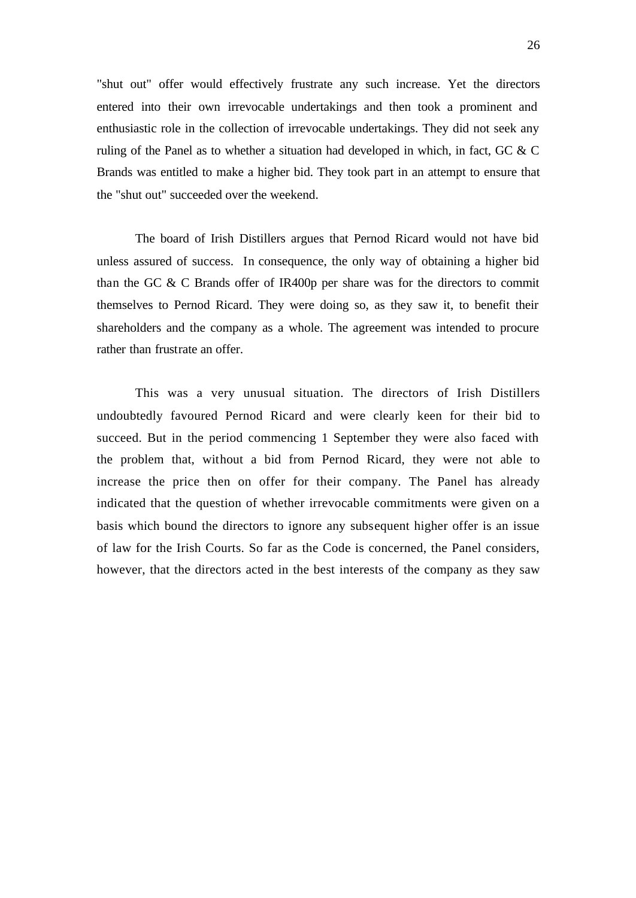"shut out" offer would effectively frustrate any such increase. Yet the directors entered into their own irrevocable undertakings and then took a prominent and enthusiastic role in the collection of irrevocable undertakings. They did not seek any ruling of the Panel as to whether a situation had developed in which, in fact, GC & C Brands was entitled to make a higher bid. They took part in an attempt to ensure that the "shut out" succeeded over the weekend.

The board of Irish Distillers argues that Pernod Ricard would not have bid unless assured of success. In consequence, the only way of obtaining a higher bid than the GC & C Brands offer of IR400p per share was for the directors to commit themselves to Pernod Ricard. They were doing so, as they saw it, to benefit their shareholders and the company as a whole. The agreement was intended to procure rather than frustrate an offer.

This was a very unusual situation. The directors of Irish Distillers undoubtedly favoured Pernod Ricard and were clearly keen for their bid to succeed. But in the period commencing 1 September they were also faced with the problem that, without a bid from Pernod Ricard, they were not able to increase the price then on offer for their company. The Panel has already indicated that the question of whether irrevocable commitments were given on a basis which bound the directors to ignore any subsequent higher offer is an issue of law for the Irish Courts. So far as the Code is concerned, the Panel considers, however, that the directors acted in the best interests of the company as they saw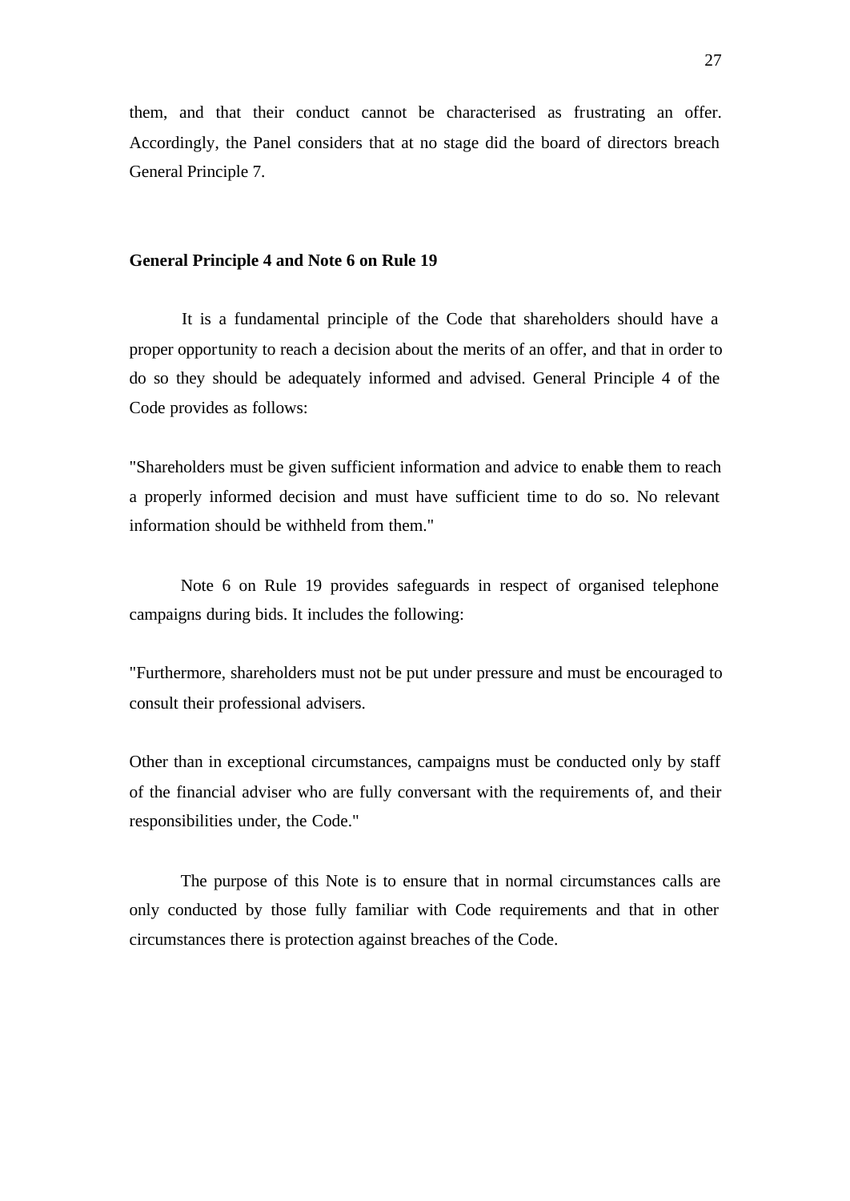them, and that their conduct cannot be characterised as frustrating an offer. Accordingly, the Panel considers that at no stage did the board of directors breach General Principle 7.

**General Principle 4 and Note 6 on Rule 19**

It is a fundamental principle of the Code that shareholders should have a proper opportunity to reach a decision about the merits of an offer, and that in order to do so they should be adequately informed and advised. General Principle 4 of the Code provides as follows:

"Shareholders must be given sufficient information and advice to enable them to reach a properly informed decision and must have sufficient time to do so. No relevant information should be withheld from them."

Note 6 on Rule 19 provides safeguards in respect of organised telephone campaigns during bids. It includes the following:

"Furthermore, shareholders must not be put under pressure and must be encouraged to consult their professional advisers.

Other than in exceptional circumstances, campaigns must be conducted only by staff of the financial adviser who are fully conversant with the requirements of, and their responsibilities under, the Code."

The purpose of this Note is to ensure that in normal circumstances calls are only conducted by those fully familiar with Code requirements and that in other circumstances there is protection against breaches of the Code.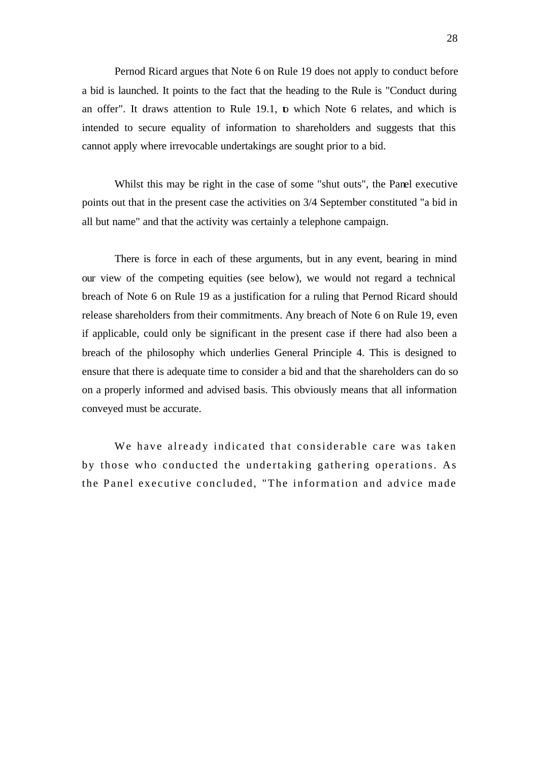Pernod Ricard argues that Note 6 on Rule 19 does not apply to conduct before a bid is launched. It points to the fact that the heading to the Rule is "Conduct during an offer". It draws attention to Rule 19.1, to which Note 6 relates, and which is intended to secure equality of information to shareholders and suggests that this cannot apply where irrevocable undertakings are sought prior to a bid.

Whilst this may be right in the case of some "shut outs", the Panel executive points out that in the present case the activities on 3/4 September constituted "a bid in all but name" and that the activity was certainly a telephone campaign.

There is force in each of these arguments, but in any event, bearing in mind our view of the competing equities (see below), we would not regard a technical breach of Note 6 on Rule 19 as a justification for a ruling that Pernod Ricard should release shareholders from their commitments. Any breach of Note 6 on Rule 19, even if applicable, could only be significant in the present case if there had also been a breach of the philosophy which underlies General Principle 4. This is designed to ensure that there is adequate time to consider a bid and that the shareholders can do so on a properly informed and advised basis. This obviously means that all information conveyed must be accurate.

We have already indicated that considerable care was taken by those who conducted the undertaking gathering operations. As the Panel executive concluded, "The information and advice made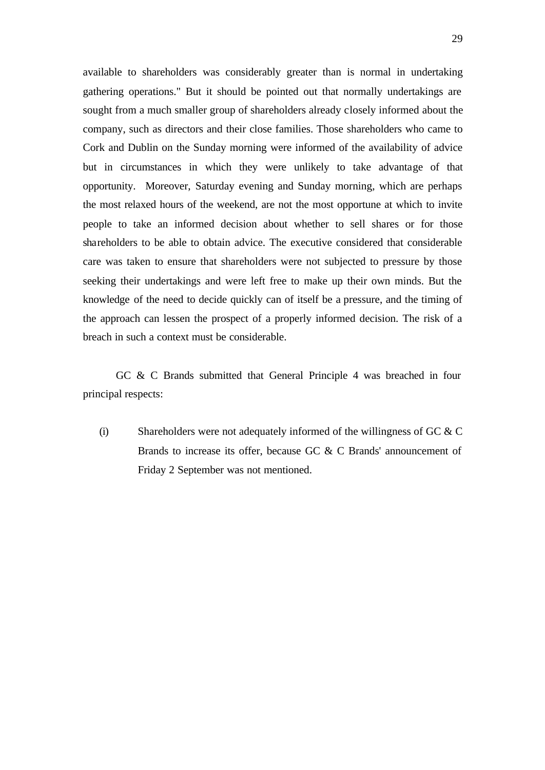available to shareholders was considerably greater than is normal in undertaking gathering operations." But it should be pointed out that normally undertakings are sought from a much smaller group of shareholders already closely informed about the company, such as directors and their close families. Those shareholders who came to Cork and Dublin on the Sunday morning were informed of the availability of advice but in circumstances in which they were unlikely to take advantage of that opportunity. Moreover, Saturday evening and Sunday morning, which are perhaps the most relaxed hours of the weekend, are not the most opportune at which to invite people to take an informed decision about whether to sell shares or for those shareholders to be able to obtain advice. The executive considered that considerable care was taken to ensure that shareholders were not subjected to pressure by those seeking their undertakings and were left free to make up their own minds. But the knowledge of the need to decide quickly can of itself be a pressure, and the timing of the approach can lessen the prospect of a properly informed decision. The risk of a breach in such a context must be considerable.

GC & C Brands submitted that General Principle 4 was breached in four principal respects:

(i) Shareholders were not adequately informed of the willingness of GC & C Brands to increase its offer, because GC & C Brands' announcement of Friday 2 September was not mentioned.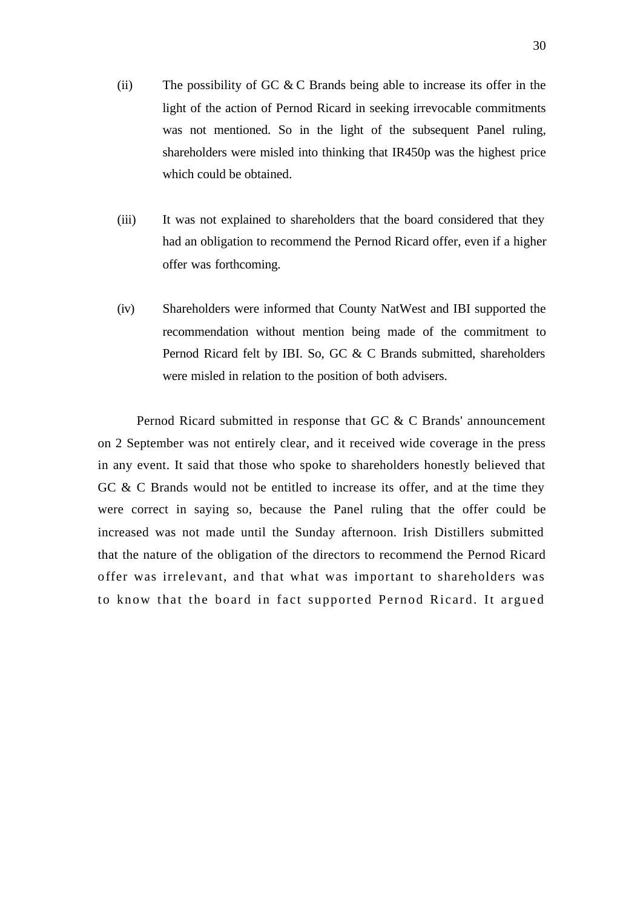(ii) The possibility of GC & C Brands being able to increase its offer in the light of the action of Pernod Ricard in seeking irrevocable commitments was not mentioned. So in the light of the subsequent Panel ruling, shareholders were misled into thinking that IR450p was the highest price which could be obtained.

(iii) It was not explained to shareholders that the board considered that they had an obligation to recommend the Pernod Ricard offer, even if a higher offer was forthcoming.

(iv) Shareholders were informed that County NatWest and IBI supported the recommendation without mention being made of the commitment to Pernod Ricard felt by IBI. So, GC & C Brands submitted, shareholders were misled in relation to the position of both advisers.

Pernod Ricard submitted in response that GC & C Brands' announcement on 2 September was not entirely clear, and it received wide coverage in the press in any event. It said that those who spoke to shareholders honestly believed that GC & C Brands would not be entitled to increase its offer, and at the time they were correct in saying so, because the Panel ruling that the offer could be increased was not made until the Sunday afternoon. Irish Distillers submitted that the nature of the obligation of the directors to recommend the Pernod Ricard offer was irrelevant, and that what was important to shareholders was to know that the board in fact supported Pernod Ricard. It argued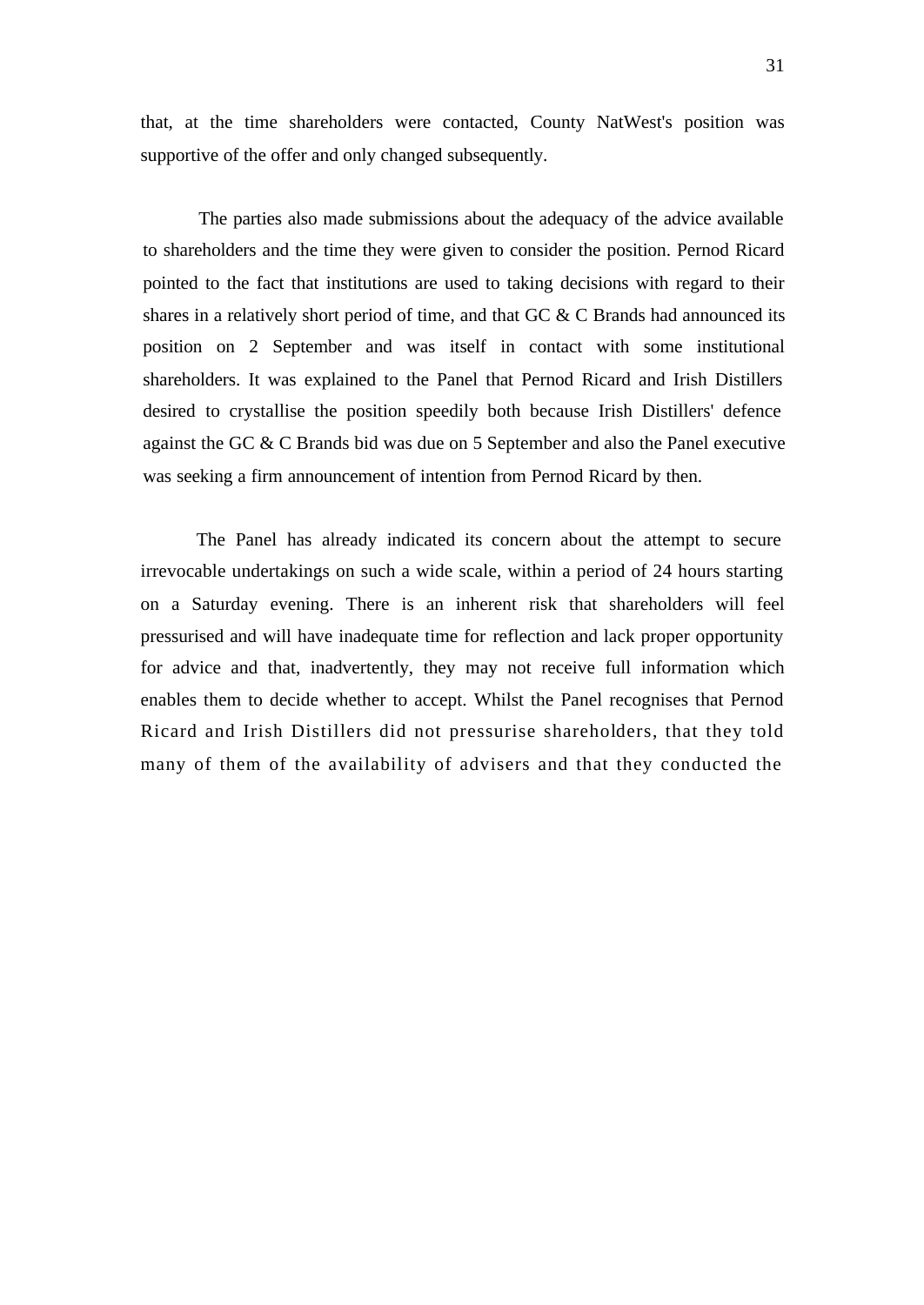that, at the time shareholders were contacted, County NatWest's position was supportive of the offer and only changed subsequently.

The parties also made submissions about the adequacy of the advice available to shareholders and the time they were given to consider the position. Pernod Ricard pointed to the fact that institutions are used to taking decisions with regard to their shares in a relatively short period of time, and that GC & C Brands had announced its position on 2 September and was itself in contact with some institutional shareholders. It was explained to the Panel that Pernod Ricard and Irish Distillers desired to crystallise the position speedily both because Irish Distillers' defence against the GC & C Brands bid was due on 5 September and also the Panel executive was seeking a firm announcement of intention from Pernod Ricard by then.

The Panel has already indicated its concern about the attempt to secure irrevocable undertakings on such a wide scale, within a period of 24 hours starting on a Saturday evening. There is an inherent risk that shareholders will feel pressurised and will have inadequate time for reflection and lack proper opportunity for advice and that, inadvertently, they may not receive full information which enables them to decide whether to accept. Whilst the Panel recognises that Pernod Ricard and Irish Distillers did not pressurise shareholders, that they told many of them of the availability of advisers and that they conducted the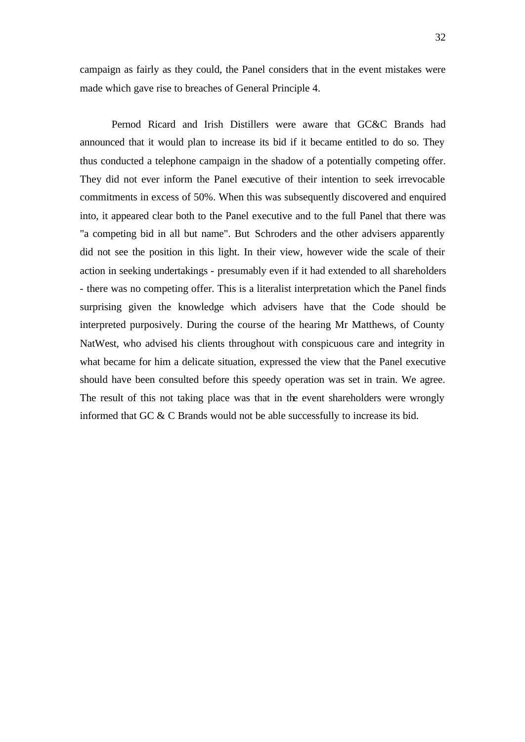campaign as fairly as they could, the Panel considers that in the event mistakes were made which gave rise to breaches of General Principle 4.

Pernod Ricard and Irish Distillers were aware that GC&C Brands had announced that it would plan to increase its bid if it became entitled to do so. They thus conducted a telephone campaign in the shadow of a potentially competing offer. They did not ever inform the Panel executive of their intention to seek irrevocable commitments in excess of 50%. When this was subsequently discovered and enquired into, it appeared clear both to the Panel executive and to the full Panel that there was "a competing bid in all but name". But Schroders and the other advisers apparently did not see the position in this light. In their view, however wide the scale of their action in seeking undertakings - presumably even if it had extended to all shareholders - there was no competing offer. This is a literalist interpretation which the Panel finds surprising given the knowledge which advisers have that the Code should be interpreted purposively. During the course of the hearing Mr Matthews, of County NatWest, who advised his clients throughout with conspicuous care and integrity in what became for him a delicate situation, expressed the view that the Panel executive should have been consulted before this speedy operation was set in train. We agree. The result of this not taking place was that in the event shareholders were wrongly informed that GC & C Brands would not be able successfully to increase its bid.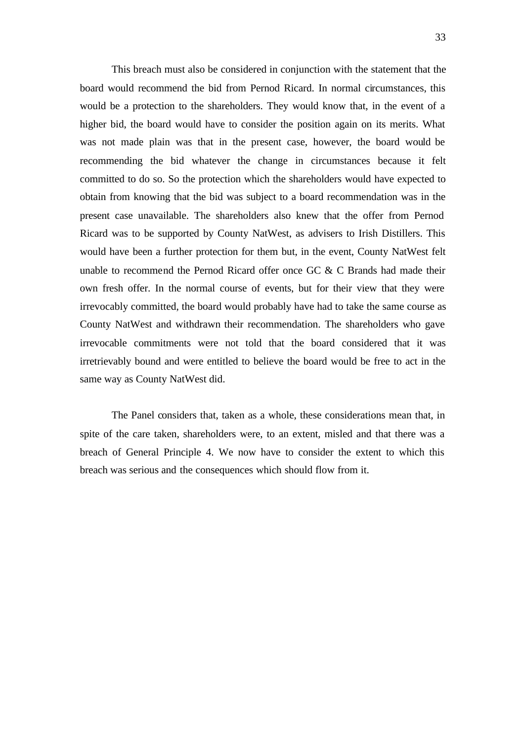This breach must also be considered in conjunction with the statement that the board would recommend the bid from Pernod Ricard. In normal circumstances, this would be a protection to the shareholders. They would know that, in the event of a higher bid, the board would have to consider the position again on its merits. What was not made plain was that in the present case, however, the board would be recommending the bid whatever the change in circumstances because it felt committed to do so. So the protection which the shareholders would have expected to obtain from knowing that the bid was subject to a board recommendation was in the present case unavailable. The shareholders also knew that the offer from Pernod Ricard was to be supported by County NatWest, as advisers to Irish Distillers. This would have been a further protection for them but, in the event, County NatWest felt unable to recommend the Pernod Ricard offer once GC & C Brands had made their own fresh offer. In the normal course of events, but for their view that they were irrevocably committed, the board would probably have had to take the same course as County NatWest and withdrawn their recommendation. The shareholders who gave irrevocable commitments were not told that the board considered that it was irretrievably bound and were entitled to believe the board would be free to act in the same way as County NatWest did.

The Panel considers that, taken as a whole, these considerations mean that, in spite of the care taken, shareholders were, to an extent, misled and that there was a breach of General Principle 4. We now have to consider the extent to which this breach was serious and the consequences which should flow from it.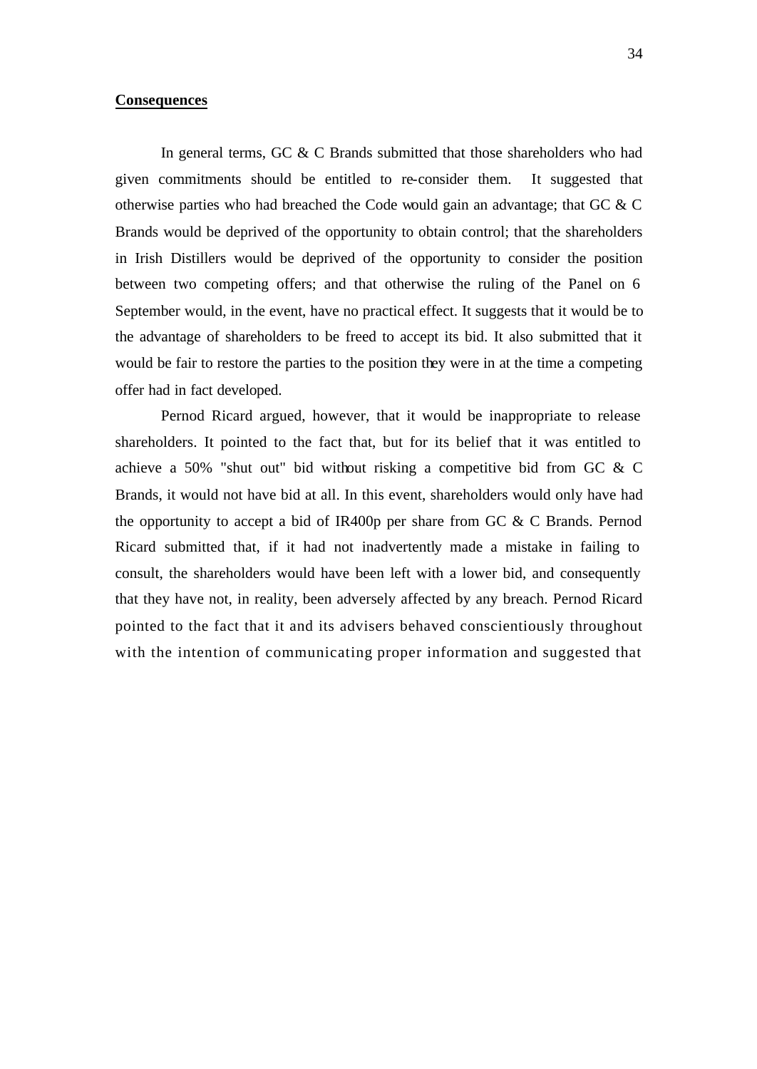**Consequences**

In general terms, GC & C Brands submitted that those shareholders who had given commitments should be entitled to re-consider them. It suggested that otherwise parties who had breached the Code would gain an advantage; that GC & C Brands would be deprived of the opportunity to obtain control; that the shareholders in Irish Distillers would be deprived of the opportunity to consider the position between two competing offers; and that otherwise the ruling of the Panel on 6 September would, in the event, have no practical effect. It suggests that it would be to the advantage of shareholders to be freed to accept its bid. It also submitted that it would be fair to restore the parties to the position they were in at the time a competing offer had in fact developed.

Pernod Ricard argued, however, that it would be inappropriate to release shareholders. It pointed to the fact that, but for its belief that it was entitled to achieve a 50% "shut out" bid without risking a competitive bid from GC & C Brands, it would not have bid at all. In this event, shareholders would only have had the opportunity to accept a bid of IR400p per share from GC & C Brands. Pernod Ricard submitted that, if it had not inadvertently made a mistake in failing to consult, the shareholders would have been left with a lower bid, and consequently that they have not, in reality, been adversely affected by any breach. Pernod Ricard pointed to the fact that it and its advisers behaved conscientiously throughout with the intention of communicating proper information and suggested that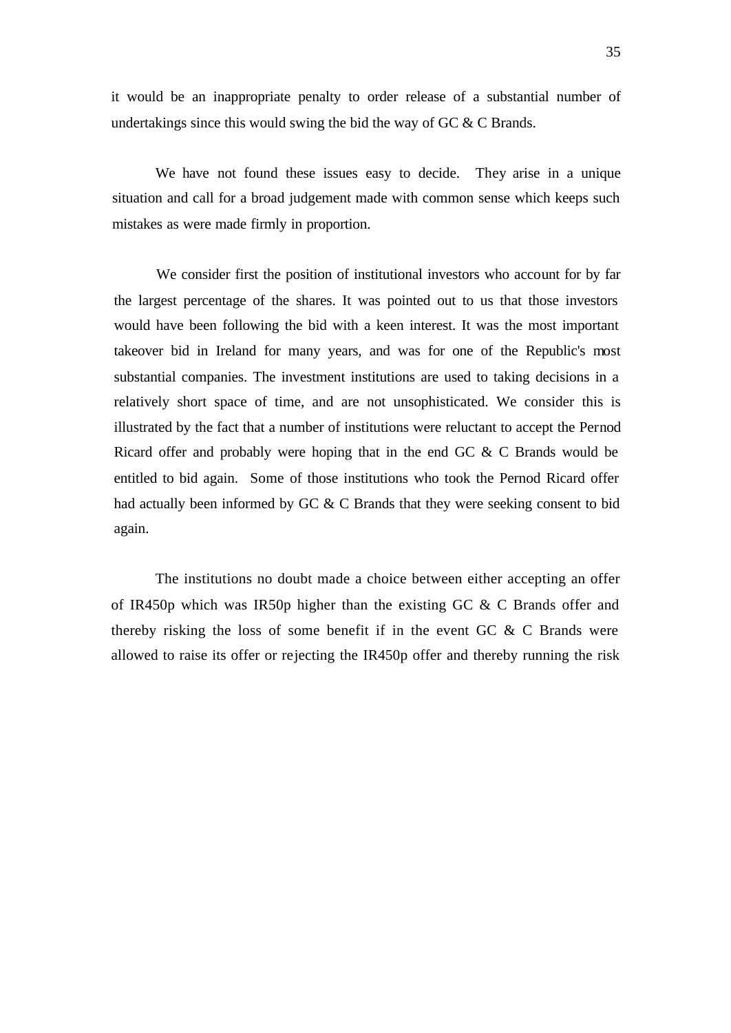it would be an inappropriate penalty to order release of a substantial number of undertakings since this would swing the bid the way of GC & C Brands.

We have not found these issues easy to decide. They arise in a unique situation and call for a broad judgement made with common sense which keeps such mistakes as were made firmly in proportion.

We consider first the position of institutional investors who account for by far the largest percentage of the shares. It was pointed out to us that those investors would have been following the bid with a keen interest. It was the most important takeover bid in Ireland for many years, and was for one of the Republic's most substantial companies. The investment institutions are used to taking decisions in a relatively short space of time, and are not unsophisticated. We consider this is illustrated by the fact that a number of institutions were reluctant to accept the Pernod Ricard offer and probably were hoping that in the end GC & C Brands would be entitled to bid again. Some of those institutions who took the Pernod Ricard offer had actually been informed by GC & C Brands that they were seeking consent to bid again.

The institutions no doubt made a choice between either accepting an offer of IR450p which was IR50p higher than the existing GC & C Brands offer and thereby risking the loss of some benefit if in the event GC & C Brands were allowed to raise its offer or rejecting the IR450p offer and thereby running the risk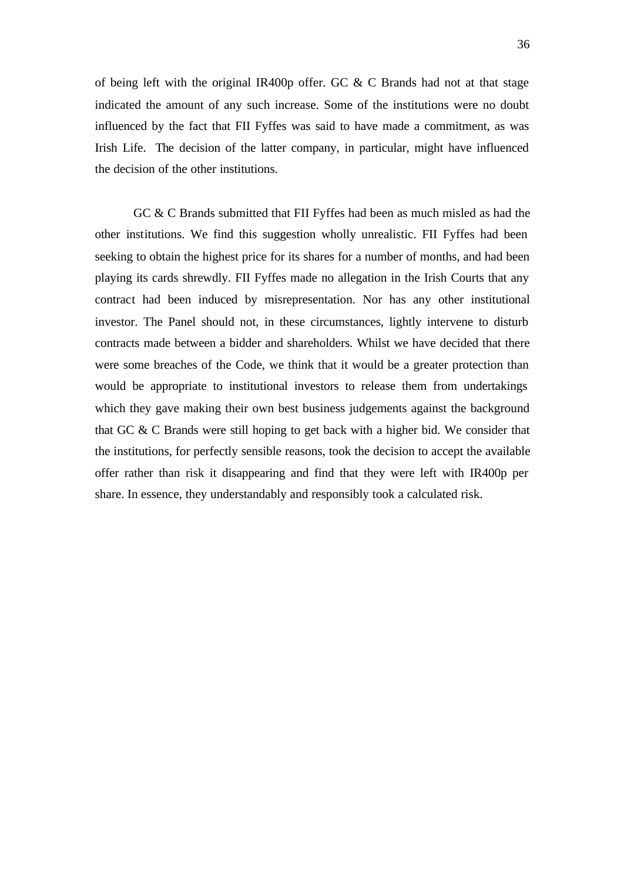of being left with the original IR400p offer. GC & C Brands had not at that stage indicated the amount of any such increase. Some of the institutions were no doubt influenced by the fact that FII Fyffes was said to have made a commitment, as was Irish Life. The decision of the latter company, in particular, might have influenced the decision of the other institutions.

GC & C Brands submitted that FII Fyffes had been as much misled as had the other institutions. We find this suggestion wholly unrealistic. FII Fyffes had been seeking to obtain the highest price for its shares for a number of months, and had been playing its cards shrewdly. FII Fyffes made no allegation in the Irish Courts that any contract had been induced by misrepresentation. Nor has any other institutional investor. The Panel should not, in these circumstances, lightly intervene to disturb contracts made between a bidder and shareholders. Whilst we have decided that there were some breaches of the Code, we think that it would be a greater protection than would be appropriate to institutional investors to release them from undertakings which they gave making their own best business judgements against the background that GC & C Brands were still hoping to get back with a higher bid. We consider that the institutions, for perfectly sensible reasons, took the decision to accept the available offer rather than risk it disappearing and find that they were left with IR400p per share. In essence, they understandably and responsibly took a calculated risk.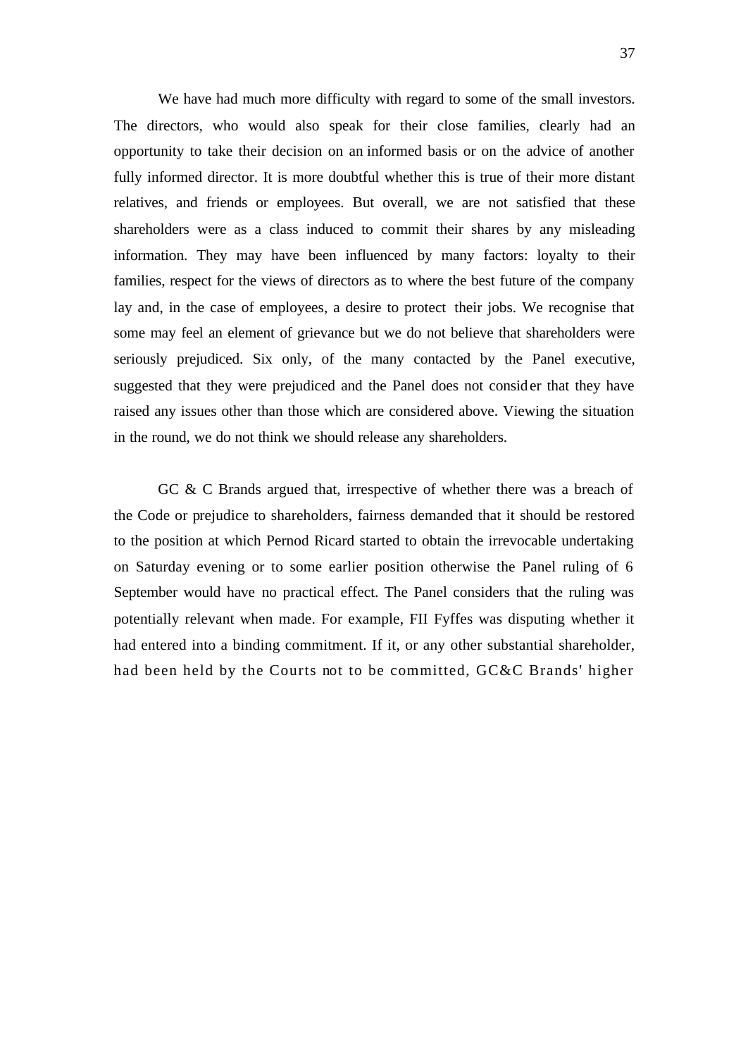We have had much more difficulty with regard to some of the small investors. The directors, who would also speak for their close families, clearly had an opportunity to take their decision on an informed basis or on the advice of another fully informed director. It is more doubtful whether this is true of their more distant relatives, and friends or employees. But overall, we are not satisfied that these shareholders were as a class induced to commit their shares by any misleading information. They may have been influenced by many factors: loyalty to their families, respect for the views of directors as to where the best future of the company lay and, in the case of employees, a desire to protect their jobs. We recognise that some may feel an element of grievance but we do not believe that shareholders were seriously prejudiced. Six only, of the many contacted by the Panel executive, suggested that they were prejudiced and the Panel does not consider that they have raised any issues other than those which are considered above. Viewing the situation in the round, we do not think we should release any shareholders.

GC & C Brands argued that, irrespective of whether there was a breach of the Code or prejudice to shareholders, fairness demanded that it should be restored to the position at which Pernod Ricard started to obtain the irrevocable undertaking on Saturday evening or to some earlier position otherwise the Panel ruling of 6 September would have no practical effect. The Panel considers that the ruling was potentially relevant when made. For example, FII Fyffes was disputing whether it had entered into a binding commitment. If it, or any other substantial shareholder, had been held by the Courts not to be committed, GC&C Brands' higher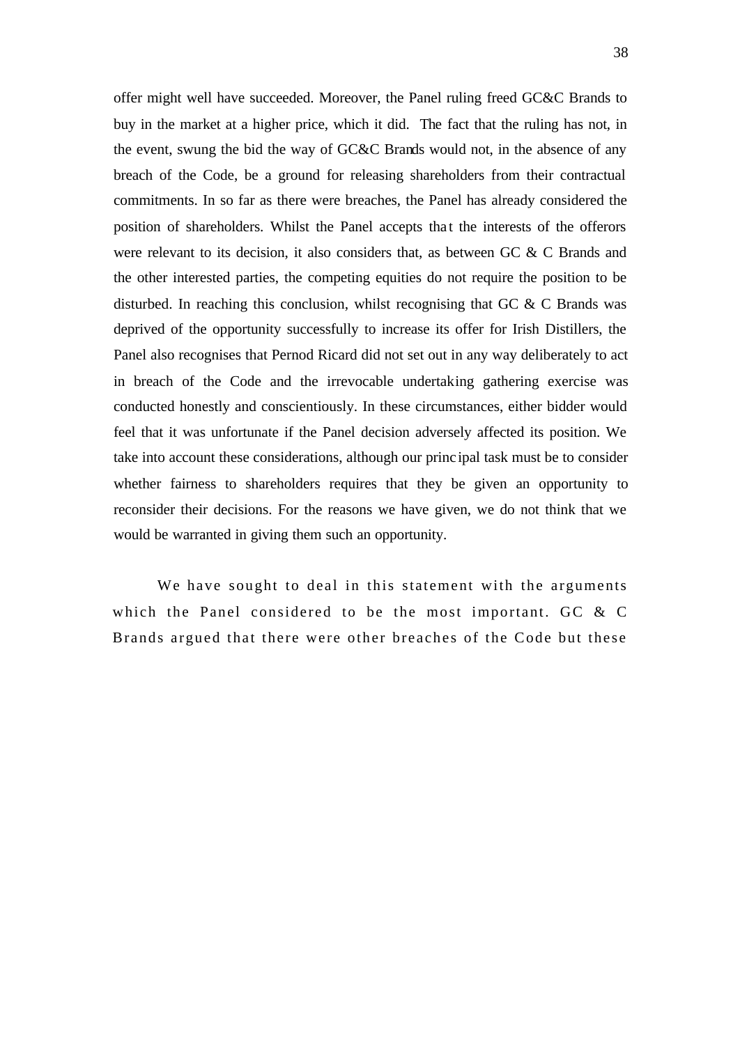offer might well have succeeded. Moreover, the Panel ruling freed GC&C Brands to buy in the market at a higher price, which it did. The fact that the ruling has not, in the event, swung the bid the way of GC&C Brands would not, in the absence of any breach of the Code, be a ground for releasing shareholders from their contractual commitments. In so far as there were breaches, the Panel has already considered the position of shareholders. Whilst the Panel accepts that the interests of the offerors were relevant to its decision, it also considers that, as between GC & C Brands and the other interested parties, the competing equities do not require the position to be disturbed. In reaching this conclusion, whilst recognising that GC & C Brands was deprived of the opportunity successfully to increase its offer for Irish Distillers, the Panel also recognises that Pernod Ricard did not set out in any way deliberately to act in breach of the Code and the irrevocable undertaking gathering exercise was conducted honestly and conscientiously. In these circumstances, either bidder would feel that it was unfortunate if the Panel decision adversely affected its position. We take into account these considerations, although our principal task must be to consider whether fairness to shareholders requires that they be given an opportunity to reconsider their decisions. For the reasons we have given, we do not think that we would be warranted in giving them such an opportunity.

We have sought to deal in this statement with the arguments which the Panel considered to be the most important. GC & C Brands argued that there were other breaches of the Code but these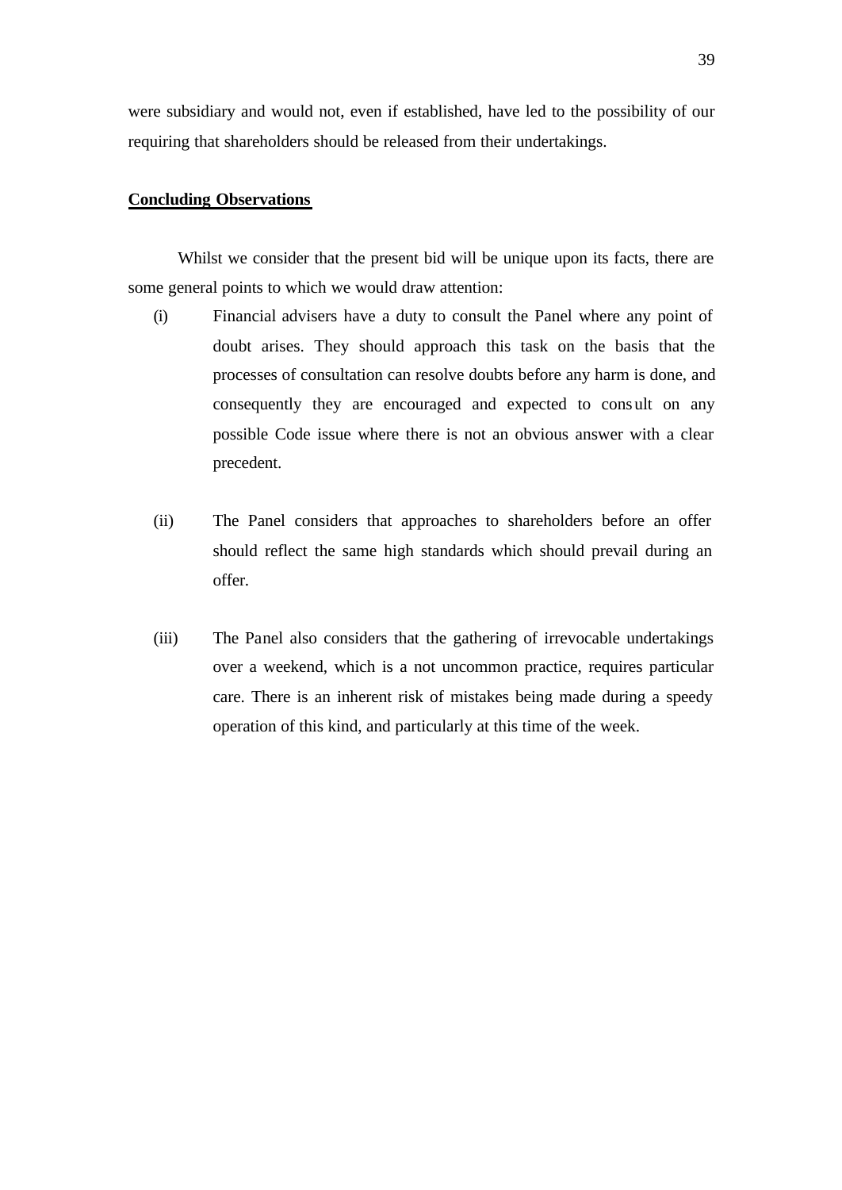were subsidiary and would not, even if established, have led to the possibility of our requiring that shareholders should be released from their undertakings.

**Concluding Observations**

Whilst we consider that the present bid will be unique upon its facts, there are some general points to which we would draw attention:

(i) Financial advisers have a duty to consult the Panel where any point of doubt arises. They should approach this task on the basis that the processes of consultation can resolve doubts before any harm is done, and consequently they are encouraged and expected to consult on any possible Code issue where there is not an obvious answer with a clear precedent.

(ii) The Panel considers that approaches to shareholders before an offer should reflect the same high standards which should prevail during an offer.

(iii) The Panel also considers that the gathering of irrevocable undertakings over a weekend, which is a not uncommon practice, requires particular care. There is an inherent risk of mistakes being made during a speedy operation of this kind, and particularly at this time of the week.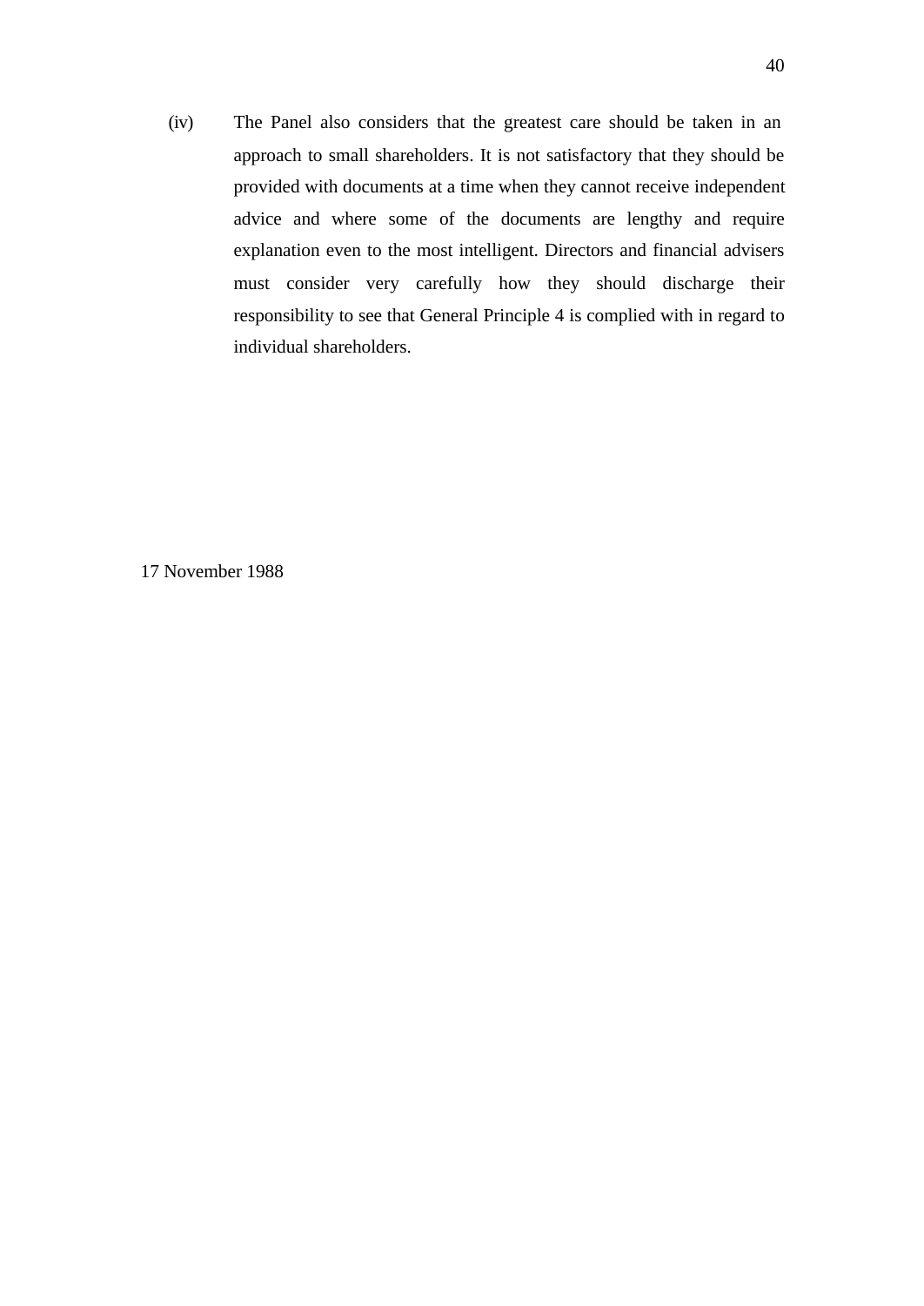(iv) The Panel also considers that the greatest care should be taken in an approach to small shareholders. It is not satisfactory that they should be provided with documents at a time when they cannot receive independent advice and where some of the documents are lengthy and require explanation even to the most intelligent. Directors and financial advisers must consider very carefully how they should discharge their responsibility to see that General Principle 4 is complied with in regard to individual shareholders.

17 November 1988